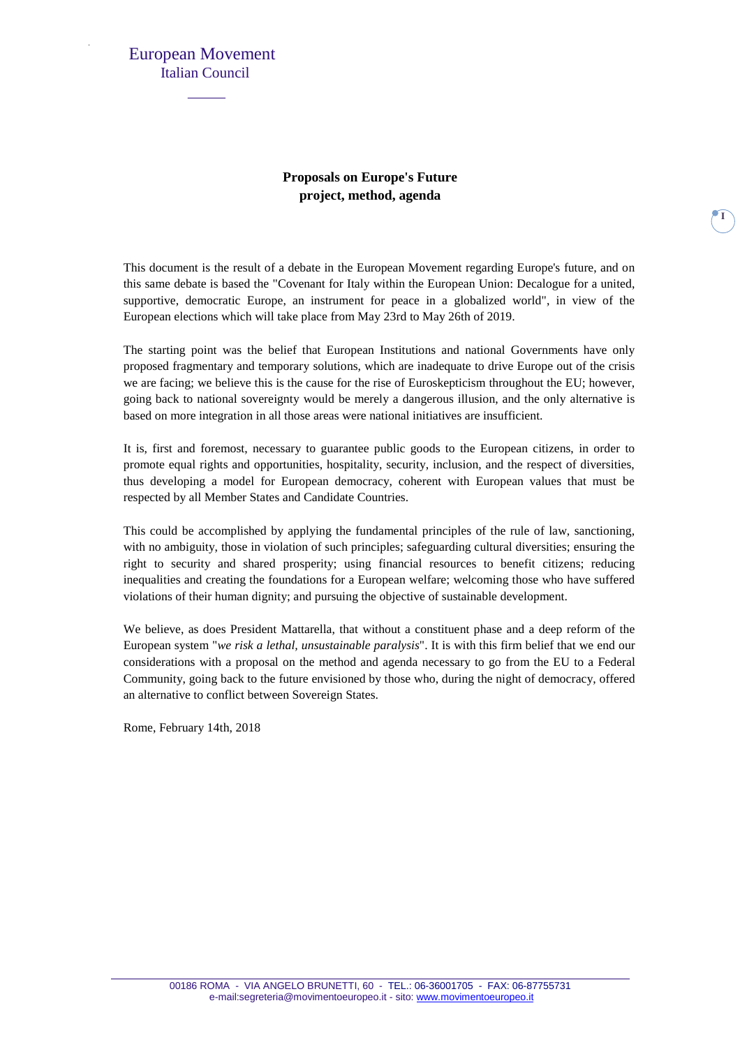European Movement
Italian Council

**Proposals on Europe's Future**
**project, method, agenda**

This document is the result of a debate in the European Movement regarding Europe's future, and on this same debate is based the "Covenant for Italy within the European Union: Decalogue for a united, supportive, democratic Europe, an instrument for peace in a globalized world", in view of the European elections which will take place from May 23rd to May 26th of 2019.

The starting point was the belief that European Institutions and national Governments have only proposed fragmentary and temporary solutions, which are inadequate to drive Europe out of the crisis we are facing; we believe this is the cause for the rise of Euroskepticism throughout the EU; however, going back to national sovereignty would be merely a dangerous illusion, and the only alternative is based on more integration in all those areas were national initiatives are insufficient.

It is, first and foremost, necessary to guarantee public goods to the European citizens, in order to promote equal rights and opportunities, hospitality, security, inclusion, and the respect of diversities, thus developing a model for European democracy, coherent with European values that must be respected by all Member States and Candidate Countries.

This could be accomplished by applying the fundamental principles of the rule of law, sanctioning, with no ambiguity, those in violation of such principles; safeguarding cultural diversities; ensuring the right to security and shared prosperity; using financial resources to benefit citizens; reducing inequalities and creating the foundations for a European welfare; welcoming those who have suffered violations of their human dignity; and pursuing the objective of sustainable development.

We believe, as does President Mattarella, that without a constituent phase and a deep reform of the European system "*we risk a lethal, unsustainable paralysis*". It is with this firm belief that we end our considerations with a proposal on the method and agenda necessary to go from the EU to a Federal Community, going back to the future envisioned by those who, during the night of democracy, offered an alternative to conflict between Sovereign States.

Rome, February 14th, 2018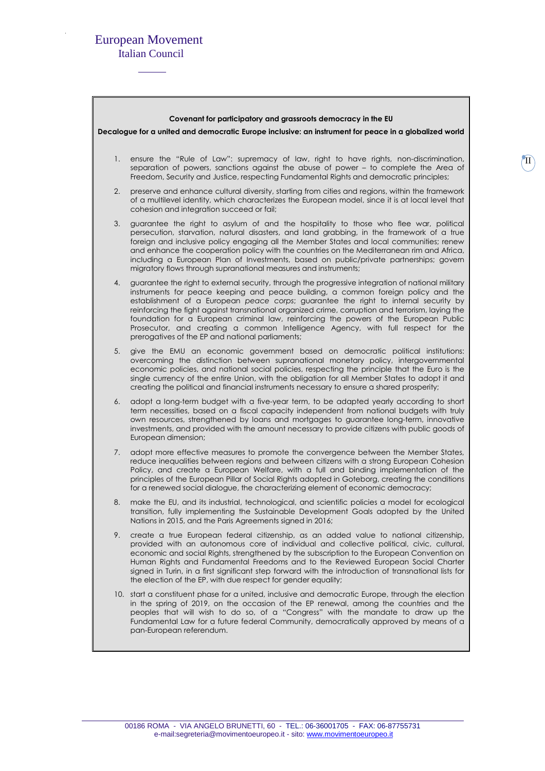European Movement
Italian Council

**Covenant for participatory and grassroots democracy in the EU**

**Decalogue for a united and democratic Europe inclusive: an instrument for peace in a globalized world**

1. ensure the "Rule of Law": supremacy of law, right to have rights, non-discrimination, separation of powers, sanctions against the abuse of power – to complete the Area of Freedom, Security and Justice, respecting Fundamental Rights and democratic principles;
2. preserve and enhance cultural diversity, starting from cities and regions, within the framework of a multilevel identity, which characterizes the European model, since it is at local level that cohesion and integration succeed or fail;
3. guarantee the right to asylum of and the hospitality to those who flee war, political persecution, starvation, natural disasters, and land grabbing, in the framework of a true foreign and inclusive policy engaging all the Member States and local communities; renew and enhance the cooperation policy with the countries on the Mediterranean rim and Africa, including a European Plan of Investments, based on public/private partnerships; govern migratory flows through supranational measures and instruments;
4. guarantee the right to external security, through the progressive integration of national military instruments for peace keeping and peace building, a common foreign policy and the establishment of a European *peace corps*; guarantee the right to internal security by reinforcing the fight against transnational organized crime, corruption and terrorism, laying the foundation for a European criminal law, reinforcing the powers of the European Public Prosecutor, and creating a common Intelligence Agency, with full respect for the prerogatives of the EP and national parliaments;
5. give the EMU an economic government based on democratic political institutions: overcoming the distinction between supranational monetary policy, intergovernmental economic policies, and national social policies, respecting the principle that the Euro is the single currency of the entire Union, with the obligation for all Member States to adopt it and creating the political and financial instruments necessary to ensure a shared prosperity;
6. adopt a long-term budget with a five-year term, to be adapted yearly according to short term necessities, based on a fiscal capacity independent from national budgets with truly own resources, strengthened by loans and mortgages to guarantee long-term, innovative investments, and provided with the amount necessary to provide citizens with public goods of European dimension;
7. adopt more effective measures to promote the convergence between the Member States, reduce inequalities between regions and between citizens with a strong European Cohesion Policy, and create a European Welfare, with a full and binding implementation of the principles of the European Pillar of Social Rights adopted in Goteborg, creating the conditions for a renewed social dialogue, the characterizing element of economic democracy;
8. make the EU, and its industrial, technological, and scientific policies a model for ecological transition, fully implementing the Sustainable Development Goals adopted by the United Nations in 2015, and the Paris Agreements signed in 2016;
9. create a true European federal citizenship, as an added value to national citizenship, provided with an autonomous core of individual and collective political, civic, cultural, economic and social Rights, strengthened by the subscription to the European Convention on Human Rights and Fundamental Freedoms and to the Reviewed European Social Charter signed in Turin, in a first significant step forward with the introduction of transnational lists for the election of the EP, with due respect for gender equality;
10. start a constituent phase for a united, inclusive and democratic Europe, through the election in the spring of 2019, on the occasion of the EP renewal, among the countries and the peoples that will wish to do so, of a "Congress" with the mandate to draw up the Fundamental Law for a future federal Community, democratically approved by means of a pan-European referendum.

00186 ROMA - VIA ANGELO BRUNETTI, 60 - TEL.: 06-36001705 - FAX: 06-87755731
e-mail:segreteria@movimentoeuropeo.it - sito: www.movimentoeuropeo.it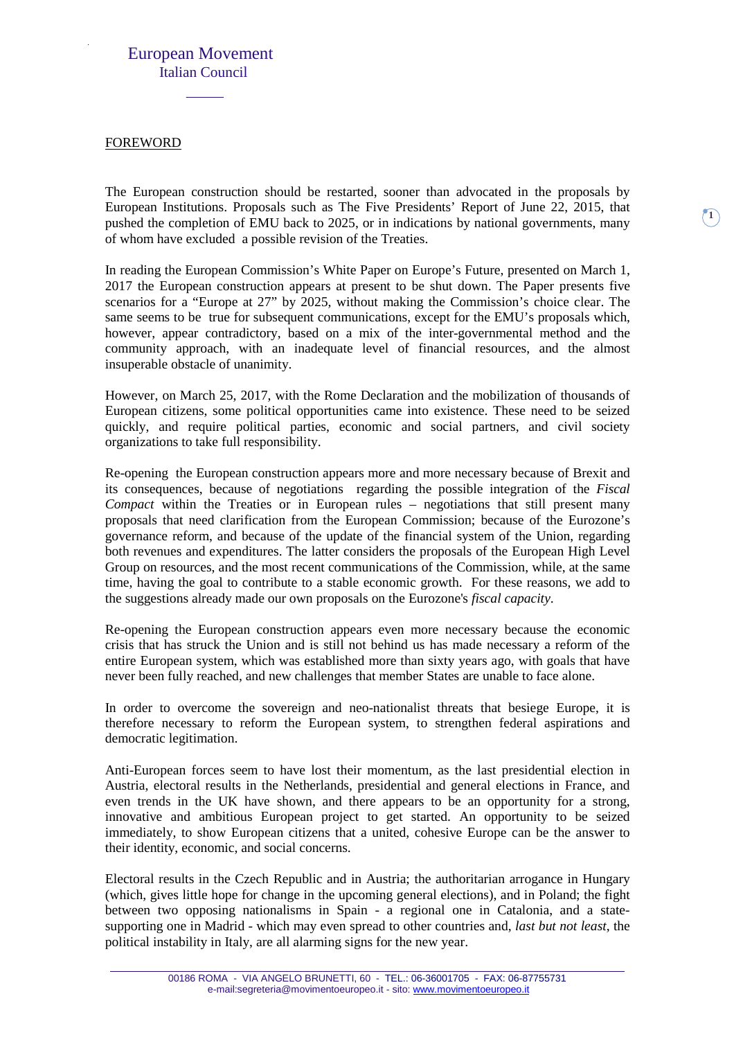European Movement
Italian Council

## FOREWORD

The European construction should be restarted, sooner than advocated in the proposals by European Institutions. Proposals such as The Five Presidents' Report of June 22, 2015, that pushed the completion of EMU back to 2025, or in indications by national governments, many of whom have excluded a possible revision of the Treaties.

In reading the European Commission's White Paper on Europe's Future, presented on March 1, 2017 the European construction appears at present to be shut down. The Paper presents five scenarios for a "Europe at 27" by 2025, without making the Commission's choice clear. The same seems to be true for subsequent communications, except for the EMU's proposals which, however, appear contradictory, based on a mix of the inter-governmental method and the community approach, with an inadequate level of financial resources, and the almost insuperable obstacle of unanimity.

However, on March 25, 2017, with the Rome Declaration and the mobilization of thousands of European citizens, some political opportunities came into existence. These need to be seized quickly, and require political parties, economic and social partners, and civil society organizations to take full responsibility.

Re-opening the European construction appears more and more necessary because of Brexit and its consequences, because of negotiations regarding the possible integration of the *Fiscal Compact* within the Treaties or in European rules – negotiations that still present many proposals that need clarification from the European Commission; because of the Eurozone's governance reform, and because of the update of the financial system of the Union, regarding both revenues and expenditures. The latter considers the proposals of the European High Level Group on resources, and the most recent communications of the Commission, while, at the same time, having the goal to contribute to a stable economic growth. For these reasons, we add to the suggestions already made our own proposals on the Eurozone's *fiscal capacity*.

Re-opening the European construction appears even more necessary because the economic crisis that has struck the Union and is still not behind us has made necessary a reform of the entire European system, which was established more than sixty years ago, with goals that have never been fully reached, and new challenges that member States are unable to face alone.

In order to overcome the sovereign and neo-nationalist threats that besiege Europe, it is therefore necessary to reform the European system, to strengthen federal aspirations and democratic legitimation.

Anti-European forces seem to have lost their momentum, as the last presidential election in Austria, electoral results in the Netherlands, presidential and general elections in France, and even trends in the UK have shown, and there appears to be an opportunity for a strong, innovative and ambitious European project to get started. An opportunity to be seized immediately, to show European citizens that a united, cohesive Europe can be the answer to their identity, economic, and social concerns.

Electoral results in the Czech Republic and in Austria; the authoritarian arrogance in Hungary (which, gives little hope for change in the upcoming general elections), and in Poland; the fight between two opposing nationalisms in Spain - a regional one in Catalonia, and a state-supporting one in Madrid - which may even spread to other countries and, *last but not least*, the political instability in Italy, are all alarming signs for the new year.

00186 ROMA - VIA ANGELO BRUNETTI, 60 - TEL.: 06-36001705 - FAX: 06-87755731
e-mail:segreteria@movimentoeuropeo.it - sito: www.movimentoeuropeo.it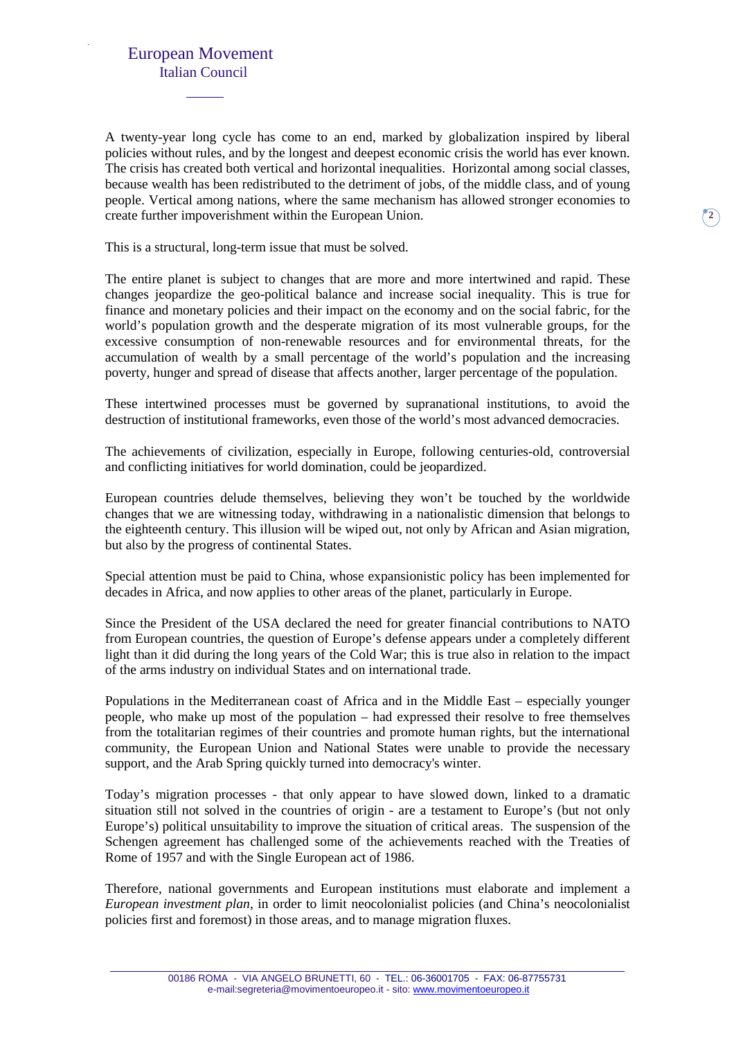A twenty-year long cycle has come to an end, marked by globalization inspired by liberal policies without rules, and by the longest and deepest economic crisis the world has ever known. The crisis has created both vertical and horizontal inequalities. Horizontal among social classes, because wealth has been redistributed to the detriment of jobs, of the middle class, and of young people. Vertical among nations, where the same mechanism has allowed stronger economies to create further impoverishment within the European Union.

This is a structural, long-term issue that must be solved.

The entire planet is subject to changes that are more and more intertwined and rapid. These changes jeopardize the geo-political balance and increase social inequality. This is true for finance and monetary policies and their impact on the economy and on the social fabric, for the world's population growth and the desperate migration of its most vulnerable groups, for the excessive consumption of non-renewable resources and for environmental threats, for the accumulation of wealth by a small percentage of the world's population and the increasing poverty, hunger and spread of disease that affects another, larger percentage of the population.

These intertwined processes must be governed by supranational institutions, to avoid the destruction of institutional frameworks, even those of the world's most advanced democracies.

The achievements of civilization, especially in Europe, following centuries-old, controversial and conflicting initiatives for world domination, could be jeopardized.

European countries delude themselves, believing they won't be touched by the worldwide changes that we are witnessing today, withdrawing in a nationalistic dimension that belongs to the eighteenth century. This illusion will be wiped out, not only by African and Asian migration, but also by the progress of continental States.

Special attention must be paid to China, whose expansionistic policy has been implemented for decades in Africa, and now applies to other areas of the planet, particularly in Europe.

Since the President of the USA declared the need for greater financial contributions to NATO from European countries, the question of Europe's defense appears under a completely different light than it did during the long years of the Cold War; this is true also in relation to the impact of the arms industry on individual States and on international trade.

Populations in the Mediterranean coast of Africa and in the Middle East – especially younger people, who make up most of the population – had expressed their resolve to free themselves from the totalitarian regimes of their countries and promote human rights, but the international community, the European Union and National States were unable to provide the necessary support, and the Arab Spring quickly turned into democracy's winter.

Today's migration processes - that only appear to have slowed down, linked to a dramatic situation still not solved in the countries of origin - are a testament to Europe's (but not only Europe's) political unsuitability to improve the situation of critical areas. The suspension of the Schengen agreement has challenged some of the achievements reached with the Treaties of Rome of 1957 and with the Single European act of 1986.

Therefore, national governments and European institutions must elaborate and implement a *European investment plan*, in order to limit neocolonialist policies (and China's neocolonialist policies first and foremost) in those areas, and to manage migration fluxes.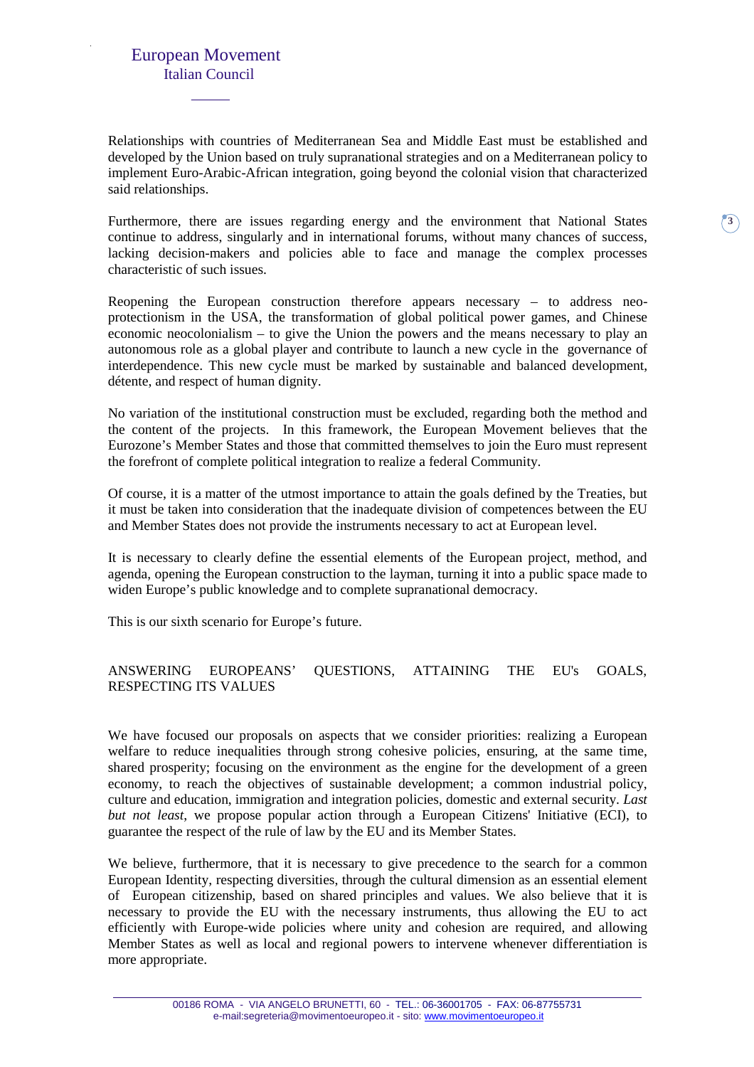Relationships with countries of Mediterranean Sea and Middle East must be established and developed by the Union based on truly supranational strategies and on a Mediterranean policy to implement Euro-Arabic-African integration, going beyond the colonial vision that characterized said relationships.

Furthermore, there are issues regarding energy and the environment that National States continue to address, singularly and in international forums, without many chances of success, lacking decision-makers and policies able to face and manage the complex processes characteristic of such issues.

Reopening the European construction therefore appears necessary – to address neo-protectionism in the USA, the transformation of global political power games, and Chinese economic neocolonialism – to give the Union the powers and the means necessary to play an autonomous role as a global player and contribute to launch a new cycle in the governance of interdependence. This new cycle must be marked by sustainable and balanced development, détente, and respect of human dignity.

No variation of the institutional construction must be excluded, regarding both the method and the content of the projects. In this framework, the European Movement believes that the Eurozone's Member States and those that committed themselves to join the Euro must represent the forefront of complete political integration to realize a federal Community.

Of course, it is a matter of the utmost importance to attain the goals defined by the Treaties, but it must be taken into consideration that the inadequate division of competences between the EU and Member States does not provide the instruments necessary to act at European level.

It is necessary to clearly define the essential elements of the European project, method, and agenda, opening the European construction to the layman, turning it into a public space made to widen Europe's public knowledge and to complete supranational democracy.

This is our sixth scenario for Europe's future.

## ANSWERING EUROPEANS' QUESTIONS, ATTAINING THE EU's GOALS, RESPECTING ITS VALUES

We have focused our proposals on aspects that we consider priorities: realizing a European welfare to reduce inequalities through strong cohesive policies, ensuring, at the same time, shared prosperity; focusing on the environment as the engine for the development of a green economy, to reach the objectives of sustainable development; a common industrial policy, culture and education, immigration and integration policies, domestic and external security. *Last but not least*, we propose popular action through a European Citizens' Initiative (ECI), to guarantee the respect of the rule of law by the EU and its Member States.

We believe, furthermore, that it is necessary to give precedence to the search for a common European Identity, respecting diversities, through the cultural dimension as an essential element of European citizenship, based on shared principles and values. We also believe that it is necessary to provide the EU with the necessary instruments, thus allowing the EU to act efficiently with Europe-wide policies where unity and cohesion are required, and allowing Member States as well as local and regional powers to intervene whenever differentiation is more appropriate.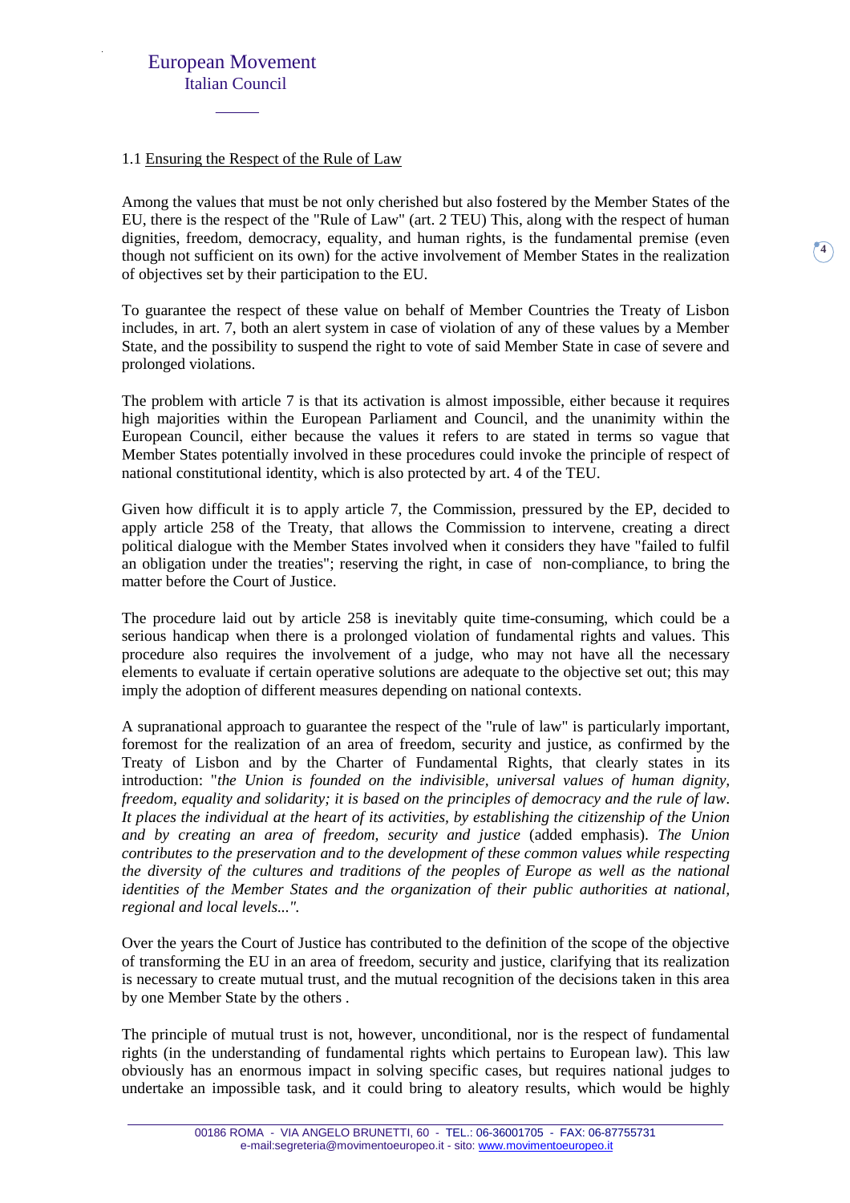### 1.1 Ensuring the Respect of the Rule of Law

Among the values that must be not only cherished but also fostered by the Member States of the EU, there is the respect of the "Rule of Law" (art. 2 TEU) This, along with the respect of human dignities, freedom, democracy, equality, and human rights, is the fundamental premise (even though not sufficient on its own) for the active involvement of Member States in the realization of objectives set by their participation to the EU.

To guarantee the respect of these value on behalf of Member Countries the Treaty of Lisbon includes, in art. 7, both an alert system in case of violation of any of these values by a Member State, and the possibility to suspend the right to vote of said Member State in case of severe and prolonged violations.

The problem with article 7 is that its activation is almost impossible, either because it requires high majorities within the European Parliament and Council, and the unanimity within the European Council, either because the values it refers to are stated in terms so vague that Member States potentially involved in these procedures could invoke the principle of respect of national constitutional identity, which is also protected by art. 4 of the TEU.

Given how difficult it is to apply article 7, the Commission, pressured by the EP, decided to apply article 258 of the Treaty, that allows the Commission to intervene, creating a direct political dialogue with the Member States involved when it considers they have "failed to fulfil an obligation under the treaties"; reserving the right, in case of non-compliance, to bring the matter before the Court of Justice.

The procedure laid out by article 258 is inevitably quite time-consuming, which could be a serious handicap when there is a prolonged violation of fundamental rights and values. This procedure also requires the involvement of a judge, who may not have all the necessary elements to evaluate if certain operative solutions are adequate to the objective set out; this may imply the adoption of different measures depending on national contexts.

A supranational approach to guarantee the respect of the "rule of law" is particularly important, foremost for the realization of an area of freedom, security and justice, as confirmed by the Treaty of Lisbon and by the Charter of Fundamental Rights, that clearly states in its introduction: "*the Union is founded on the indivisible, universal values of human dignity, freedom, equality and solidarity; it is based on the principles of democracy and the rule of law. It places the individual at the heart of its activities, by establishing the citizenship of the Union and by creating an area of freedom, security and justice* (added emphasis). *The Union contributes to the preservation and to the development of these common values while respecting the diversity of the cultures and traditions of the peoples of Europe as well as the national identities of the Member States and the organization of their public authorities at national, regional and local levels...".*

Over the years the Court of Justice has contributed to the definition of the scope of the objective of transforming the EU in an area of freedom, security and justice, clarifying that its realization is necessary to create mutual trust, and the mutual recognition of the decisions taken in this area by one Member State by the others .

The principle of mutual trust is not, however, unconditional, nor is the respect of fundamental rights (in the understanding of fundamental rights which pertains to European law). This law obviously has an enormous impact in solving specific cases, but requires national judges to undertake an impossible task, and it could bring to aleatory results, which would be highly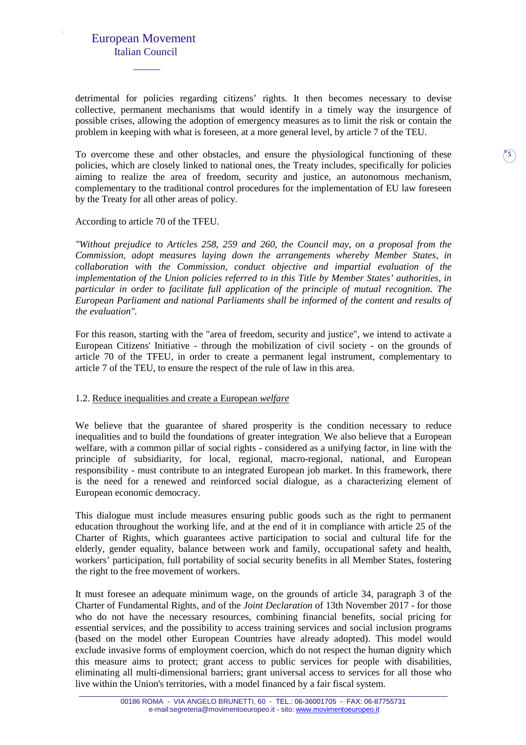detrimental for policies regarding citizens' rights. It then becomes necessary to devise collective, permanent mechanisms that would identify in a timely way the insurgence of possible crises, allowing the adoption of emergency measures as to limit the risk or contain the problem in keeping with what is foreseen, at a more general level, by article 7 of the TEU.

To overcome these and other obstacles, and ensure the physiological functioning of these policies, which are closely linked to national ones, the Treaty includes, specifically for policies aiming to realize the area of freedom, security and justice, an autonomous mechanism, complementary to the traditional control procedures for the implementation of EU law foreseen by the Treaty for all other areas of policy.

According to article 70 of the TFEU.

*"Without prejudice to Articles 258, 259 and 260, the Council may, on a proposal from the Commission, adopt measures laying down the arrangements whereby Member States, in collaboration with the Commission, conduct objective and impartial evaluation of the implementation of the Union policies referred to in this Title by Member States' authorities, in particular in order to facilitate full application of the principle of mutual recognition. The European Parliament and national Parliaments shall be informed of the content and results of the evaluation".*

For this reason, starting with the "area of freedom, security and justice", we intend to activate a European Citizens' Initiative - through the mobilization of civil society - on the grounds of article 70 of the TFEU, in order to create a permanent legal instrument, complementary to article 7 of the TEU, to ensure the respect of the rule of law in this area.

### 1.2. Reduce inequalities and create a European *welfare*

We believe that the guarantee of shared prosperity is the condition necessary to reduce inequalities and to build the foundations of greater integration. We also believe that a European welfare, with a common pillar of social rights - considered as a unifying factor, in line with the principle of subsidiarity, for local, regional, macro-regional, national, and European responsibility - must contribute to an integrated European job market. In this framework, there is the need for a renewed and reinforced social dialogue, as a characterizing element of European economic democracy.

This dialogue must include measures ensuring public goods such as the right to permanent education throughout the working life, and at the end of it in compliance with article 25 of the Charter of Rights, which guarantees active participation to social and cultural life for the elderly, gender equality, balance between work and family, occupational safety and health, workers' participation, full portability of social security benefits in all Member States, fostering the right to the free movement of workers.

It must foresee an adequate minimum wage, on the grounds of article 34, paragraph 3 of the Charter of Fundamental Rights, and of the *Joint Declaration* of 13th November 2017 - for those who do not have the necessary resources, combining financial benefits, social pricing for essential services, and the possibility to access training services and social inclusion programs (based on the model other European Countries have already adopted). This model would exclude invasive forms of employment coercion, which do not respect the human dignity which this measure aims to protect; grant access to public services for people with disabilities, eliminating all multi-dimensional barriers; grant universal access to services for all those who live within the Union's territories, with a model financed by a fair fiscal system.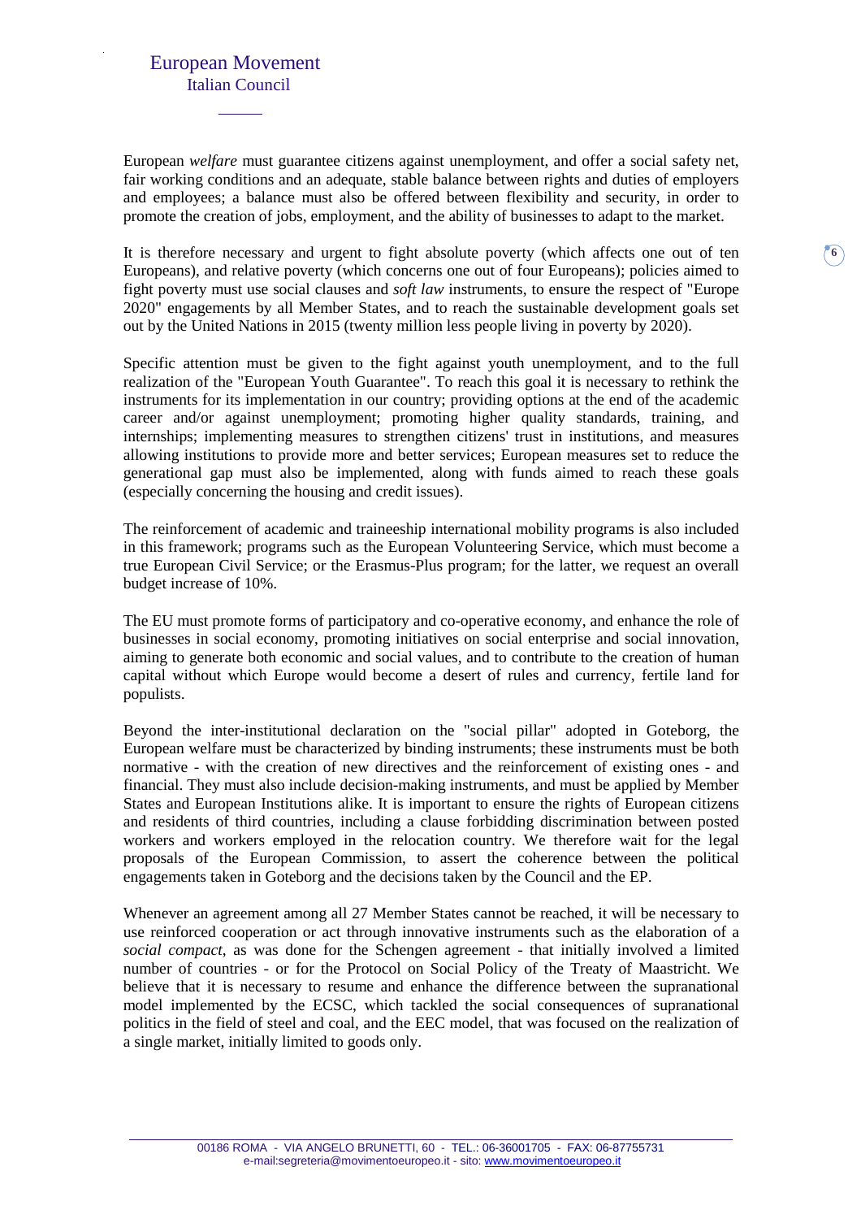European *welfare* must guarantee citizens against unemployment, and offer a social safety net, fair working conditions and an adequate, stable balance between rights and duties of employers and employees; a balance must also be offered between flexibility and security, in order to promote the creation of jobs, employment, and the ability of businesses to adapt to the market.

It is therefore necessary and urgent to fight absolute poverty (which affects one out of ten Europeans), and relative poverty (which concerns one out of four Europeans); policies aimed to fight poverty must use social clauses and *soft law* instruments, to ensure the respect of "Europe 2020" engagements by all Member States, and to reach the sustainable development goals set out by the United Nations in 2015 (twenty million less people living in poverty by 2020).

Specific attention must be given to the fight against youth unemployment, and to the full realization of the "European Youth Guarantee". To reach this goal it is necessary to rethink the instruments for its implementation in our country; providing options at the end of the academic career and/or against unemployment; promoting higher quality standards, training, and internships; implementing measures to strengthen citizens' trust in institutions, and measures allowing institutions to provide more and better services; European measures set to reduce the generational gap must also be implemented, along with funds aimed to reach these goals (especially concerning the housing and credit issues).

The reinforcement of academic and traineeship international mobility programs is also included in this framework; programs such as the European Volunteering Service, which must become a true European Civil Service; or the Erasmus-Plus program; for the latter, we request an overall budget increase of 10%.

The EU must promote forms of participatory and co-operative economy, and enhance the role of businesses in social economy, promoting initiatives on social enterprise and social innovation, aiming to generate both economic and social values, and to contribute to the creation of human capital without which Europe would become a desert of rules and currency, fertile land for populists.

Beyond the inter-institutional declaration on the "social pillar" adopted in Goteborg, the European welfare must be characterized by binding instruments; these instruments must be both normative - with the creation of new directives and the reinforcement of existing ones - and financial. They must also include decision-making instruments, and must be applied by Member States and European Institutions alike. It is important to ensure the rights of European citizens and residents of third countries, including a clause forbidding discrimination between posted workers and workers employed in the relocation country. We therefore wait for the legal proposals of the European Commission, to assert the coherence between the political engagements taken in Goteborg and the decisions taken by the Council and the EP.

Whenever an agreement among all 27 Member States cannot be reached, it will be necessary to use reinforced cooperation or act through innovative instruments such as the elaboration of a *social compact*, as was done for the Schengen agreement - that initially involved a limited number of countries - or for the Protocol on Social Policy of the Treaty of Maastricht. We believe that it is necessary to resume and enhance the difference between the supranational model implemented by the ECSC, which tackled the social consequences of supranational politics in the field of steel and coal, and the EEC model, that was focused on the realization of a single market, initially limited to goods only.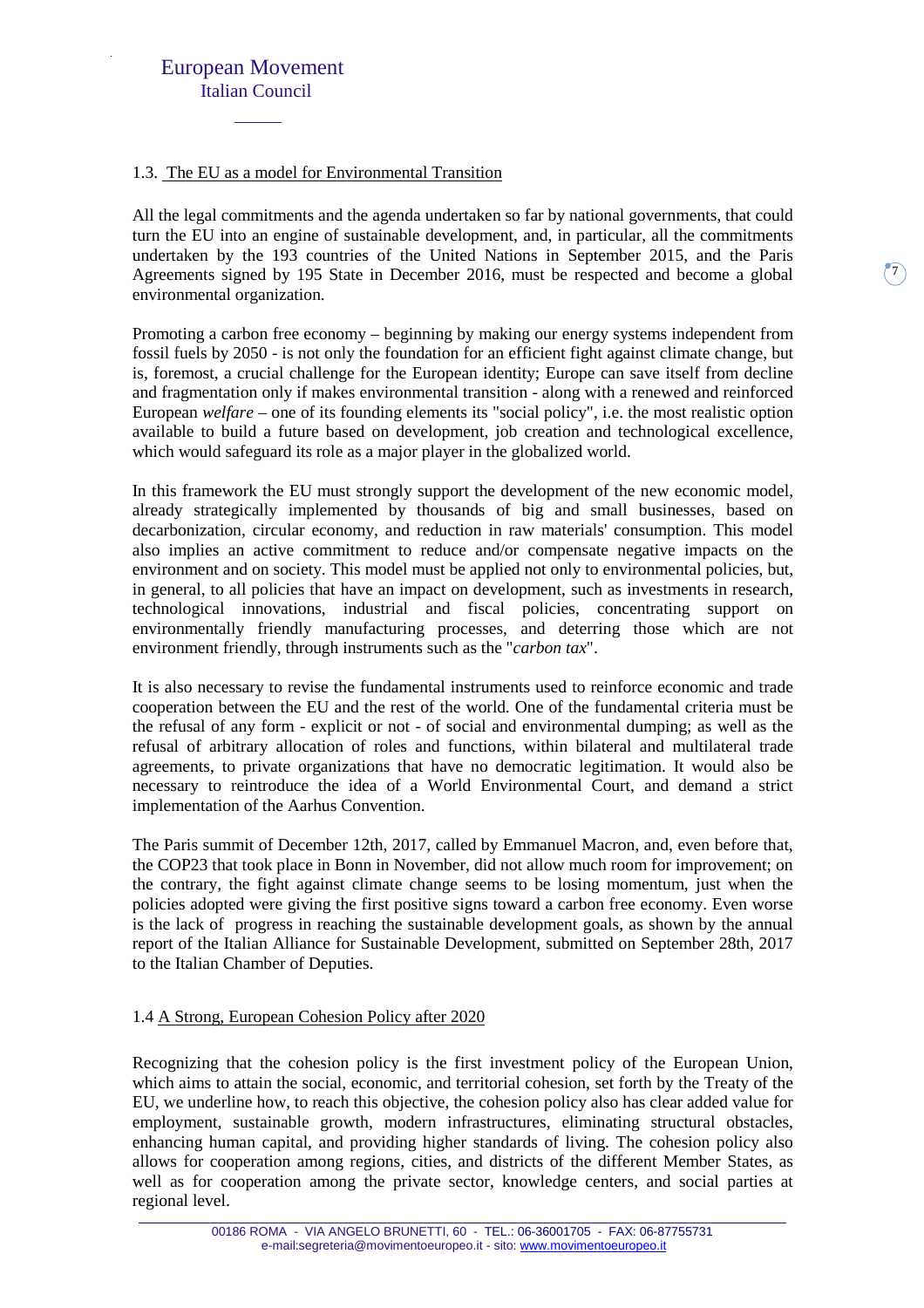### 1.3. The EU as a model for Environmental Transition

All the legal commitments and the agenda undertaken so far by national governments, that could turn the EU into an engine of sustainable development, and, in particular, all the commitments undertaken by the 193 countries of the United Nations in September 2015, and the Paris Agreements signed by 195 State in December 2016, must be respected and become a global environmental organization.

Promoting a carbon free economy – beginning by making our energy systems independent from fossil fuels by 2050 - is not only the foundation for an efficient fight against climate change, but is, foremost, a crucial challenge for the European identity; Europe can save itself from decline and fragmentation only if makes environmental transition - along with a renewed and reinforced European *welfare* – one of its founding elements its "social policy", i.e. the most realistic option available to build a future based on development, job creation and technological excellence, which would safeguard its role as a major player in the globalized world.

In this framework the EU must strongly support the development of the new economic model, already strategically implemented by thousands of big and small businesses, based on decarbonization, circular economy, and reduction in raw materials' consumption. This model also implies an active commitment to reduce and/or compensate negative impacts on the environment and on society. This model must be applied not only to environmental policies, but, in general, to all policies that have an impact on development, such as investments in research, technological innovations, industrial and fiscal policies, concentrating support on environmentally friendly manufacturing processes, and deterring those which are not environment friendly, through instruments such as the "*carbon tax*".

It is also necessary to revise the fundamental instruments used to reinforce economic and trade cooperation between the EU and the rest of the world. One of the fundamental criteria must be the refusal of any form - explicit or not - of social and environmental dumping; as well as the refusal of arbitrary allocation of roles and functions, within bilateral and multilateral trade agreements, to private organizations that have no democratic legitimation. It would also be necessary to reintroduce the idea of a World Environmental Court, and demand a strict implementation of the Aarhus Convention.

The Paris summit of December 12th, 2017, called by Emmanuel Macron, and, even before that, the COP23 that took place in Bonn in November, did not allow much room for improvement; on the contrary, the fight against climate change seems to be losing momentum, just when the policies adopted were giving the first positive signs toward a carbon free economy. Even worse is the lack of progress in reaching the sustainable development goals, as shown by the annual report of the Italian Alliance for Sustainable Development, submitted on September 28th, 2017 to the Italian Chamber of Deputies.

### 1.4 A Strong, European Cohesion Policy after 2020

Recognizing that the cohesion policy is the first investment policy of the European Union, which aims to attain the social, economic, and territorial cohesion, set forth by the Treaty of the EU, we underline how, to reach this objective, the cohesion policy also has clear added value for employment, sustainable growth, modern infrastructures, eliminating structural obstacles, enhancing human capital, and providing higher standards of living. The cohesion policy also allows for cooperation among regions, cities, and districts of the different Member States, as well as for cooperation among the private sector, knowledge centers, and social parties at regional level.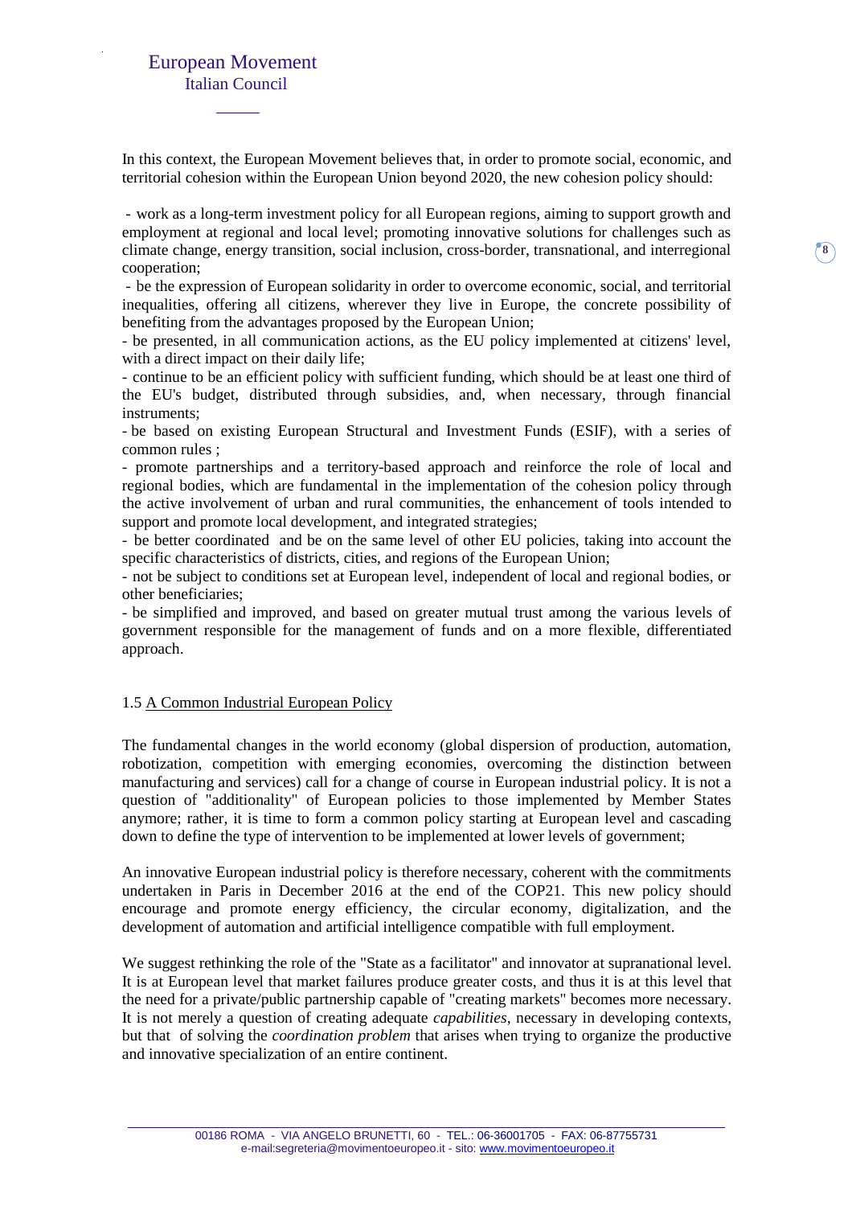In this context, the European Movement believes that, in order to promote social, economic, and territorial cohesion within the European Union beyond 2020, the new cohesion policy should:

- work as a long-term investment policy for all European regions, aiming to support growth and employment at regional and local level; promoting innovative solutions for challenges such as climate change, energy transition, social inclusion, cross-border, transnational, and interregional cooperation;
- be the expression of European solidarity in order to overcome economic, social, and territorial inequalities, offering all citizens, wherever they live in Europe, the concrete possibility of benefiting from the advantages proposed by the European Union;
- be presented, in all communication actions, as the EU policy implemented at citizens' level, with a direct impact on their daily life;
- continue to be an efficient policy with sufficient funding, which should be at least one third of the EU's budget, distributed through subsidies, and, when necessary, through financial instruments;
- be based on existing European Structural and Investment Funds (ESIF), with a series of common rules ;
- promote partnerships and a territory-based approach and reinforce the role of local and regional bodies, which are fundamental in the implementation of the cohesion policy through the active involvement of urban and rural communities, the enhancement of tools intended to support and promote local development, and integrated strategies;
- be better coordinated and be on the same level of other EU policies, taking into account the specific characteristics of districts, cities, and regions of the European Union;
- not be subject to conditions set at European level, independent of local and regional bodies, or other beneficiaries;
- be simplified and improved, and based on greater mutual trust among the various levels of government responsible for the management of funds and on a more flexible, differentiated approach.

### 1.5 A Common Industrial European Policy

The fundamental changes in the world economy (global dispersion of production, automation, robotization, competition with emerging economies, overcoming the distinction between manufacturing and services) call for a change of course in European industrial policy. It is not a question of "additionality" of European policies to those implemented by Member States anymore; rather, it is time to form a common policy starting at European level and cascading down to define the type of intervention to be implemented at lower levels of government;

An innovative European industrial policy is therefore necessary, coherent with the commitments undertaken in Paris in December 2016 at the end of the COP21. This new policy should encourage and promote energy efficiency, the circular economy, digitalization, and the development of automation and artificial intelligence compatible with full employment.

We suggest rethinking the role of the "State as a facilitator" and innovator at supranational level. It is at European level that market failures produce greater costs, and thus it is at this level that the need for a private/public partnership capable of "creating markets" becomes more necessary. It is not merely a question of creating adequate *capabilities*, necessary in developing contexts, but that of solving the *coordination problem* that arises when trying to organize the productive and innovative specialization of an entire continent.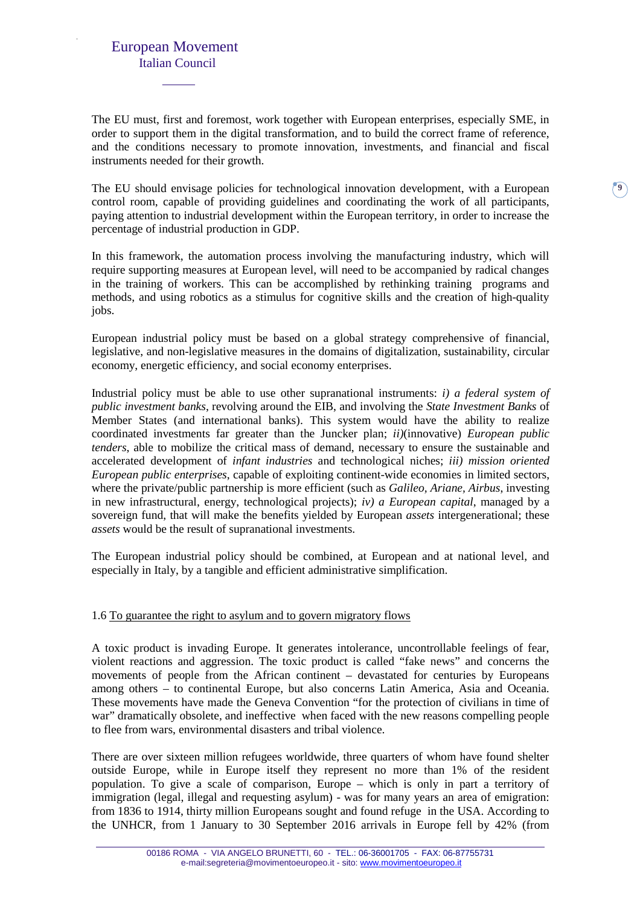The EU must, first and foremost, work together with European enterprises, especially SME, in order to support them in the digital transformation, and to build the correct frame of reference, and the conditions necessary to promote innovation, investments, and financial and fiscal instruments needed for their growth.

The EU should envisage policies for technological innovation development, with a European control room, capable of providing guidelines and coordinating the work of all participants, paying attention to industrial development within the European territory, in order to increase the percentage of industrial production in GDP.

In this framework, the automation process involving the manufacturing industry, which will require supporting measures at European level, will need to be accompanied by radical changes in the training of workers. This can be accomplished by rethinking training programs and methods, and using robotics as a stimulus for cognitive skills and the creation of high-quality jobs.

European industrial policy must be based on a global strategy comprehensive of financial, legislative, and non-legislative measures in the domains of digitalization, sustainability, circular economy, energetic efficiency, and social economy enterprises.

Industrial policy must be able to use other supranational instruments: *i) a federal system of public investment banks*, revolving around the EIB, and involving the *State Investment Banks* of Member States (and international banks). This system would have the ability to realize coordinated investments far greater than the Juncker plan; *ii)*(innovative) *European public tenders*, able to mobilize the critical mass of demand, necessary to ensure the sustainable and accelerated development of *infant industries* and technological niches; *iii) mission oriented European public enterprises*, capable of exploiting continent-wide economies in limited sectors, where the private/public partnership is more efficient (such as *Galileo, Ariane, Airbus*, investing in new infrastructural, energy, technological projects); *iv) a European capital*, managed by a sovereign fund, that will make the benefits yielded by European *assets* intergenerational; these *assets* would be the result of supranational investments.

The European industrial policy should be combined, at European and at national level, and especially in Italy, by a tangible and efficient administrative simplification.

### 1.6 To guarantee the right to asylum and to govern migratory flows

A toxic product is invading Europe. It generates intolerance, uncontrollable feelings of fear, violent reactions and aggression. The toxic product is called "fake news" and concerns the movements of people from the African continent – devastated for centuries by Europeans among others – to continental Europe, but also concerns Latin America, Asia and Oceania. These movements have made the Geneva Convention "for the protection of civilians in time of war" dramatically obsolete, and ineffective when faced with the new reasons compelling people to flee from wars, environmental disasters and tribal violence.

There are over sixteen million refugees worldwide, three quarters of whom have found shelter outside Europe, while in Europe itself they represent no more than 1% of the resident population. To give a scale of comparison, Europe – which is only in part a territory of immigration (legal, illegal and requesting asylum) - was for many years an area of emigration: from 1836 to 1914, thirty million Europeans sought and found refuge in the USA. According to the UNHCR, from 1 January to 30 September 2016 arrivals in Europe fell by 42% (from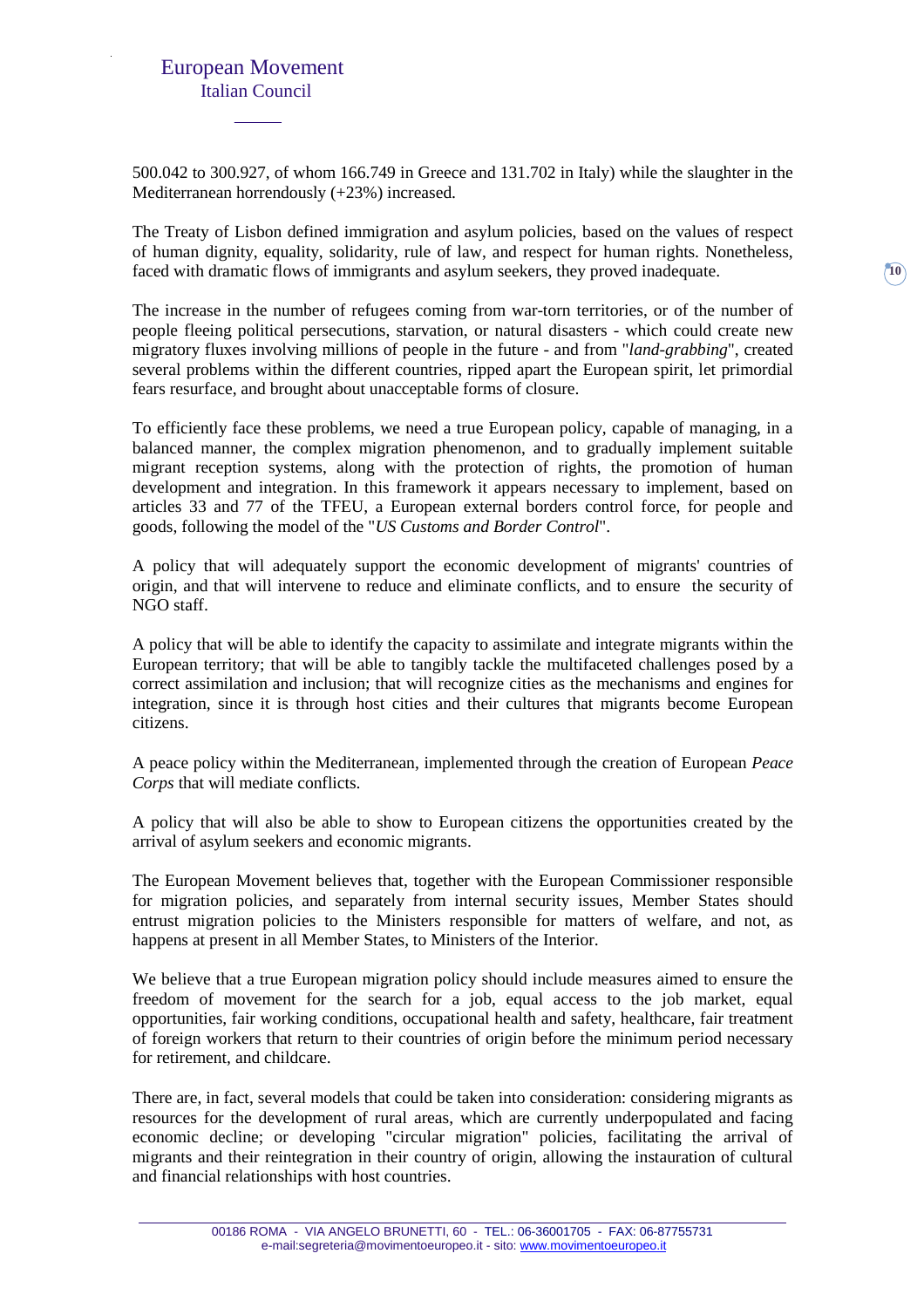500.042 to 300.927, of whom 166.749 in Greece and 131.702 in Italy) while the slaughter in the Mediterranean horrendously (+23%) increased.

The Treaty of Lisbon defined immigration and asylum policies, based on the values of respect of human dignity, equality, solidarity, rule of law, and respect for human rights. Nonetheless, faced with dramatic flows of immigrants and asylum seekers, they proved inadequate.

The increase in the number of refugees coming from war-torn territories, or of the number of people fleeing political persecutions, starvation, or natural disasters - which could create new migratory fluxes involving millions of people in the future - and from "*land-grabbing*", created several problems within the different countries, ripped apart the European spirit, let primordial fears resurface, and brought about unacceptable forms of closure.

To efficiently face these problems, we need a true European policy, capable of managing, in a balanced manner, the complex migration phenomenon, and to gradually implement suitable migrant reception systems, along with the protection of rights, the promotion of human development and integration. In this framework it appears necessary to implement, based on articles 33 and 77 of the TFEU, a European external borders control force, for people and goods, following the model of the "*US Customs and Border Control*".

A policy that will adequately support the economic development of migrants' countries of origin, and that will intervene to reduce and eliminate conflicts, and to ensure the security of NGO staff.

A policy that will be able to identify the capacity to assimilate and integrate migrants within the European territory; that will be able to tangibly tackle the multifaceted challenges posed by a correct assimilation and inclusion; that will recognize cities as the mechanisms and engines for integration, since it is through host cities and their cultures that migrants become European citizens.

A peace policy within the Mediterranean, implemented through the creation of European *Peace Corps* that will mediate conflicts.

A policy that will also be able to show to European citizens the opportunities created by the arrival of asylum seekers and economic migrants.

The European Movement believes that, together with the European Commissioner responsible for migration policies, and separately from internal security issues, Member States should entrust migration policies to the Ministers responsible for matters of welfare, and not, as happens at present in all Member States, to Ministers of the Interior.

We believe that a true European migration policy should include measures aimed to ensure the freedom of movement for the search for a job, equal access to the job market, equal opportunities, fair working conditions, occupational health and safety, healthcare, fair treatment of foreign workers that return to their countries of origin before the minimum period necessary for retirement, and childcare.

There are, in fact, several models that could be taken into consideration: considering migrants as resources for the development of rural areas, which are currently underpopulated and facing economic decline; or developing "circular migration" policies, facilitating the arrival of migrants and their reintegration in their country of origin, allowing the instauration of cultural and financial relationships with host countries.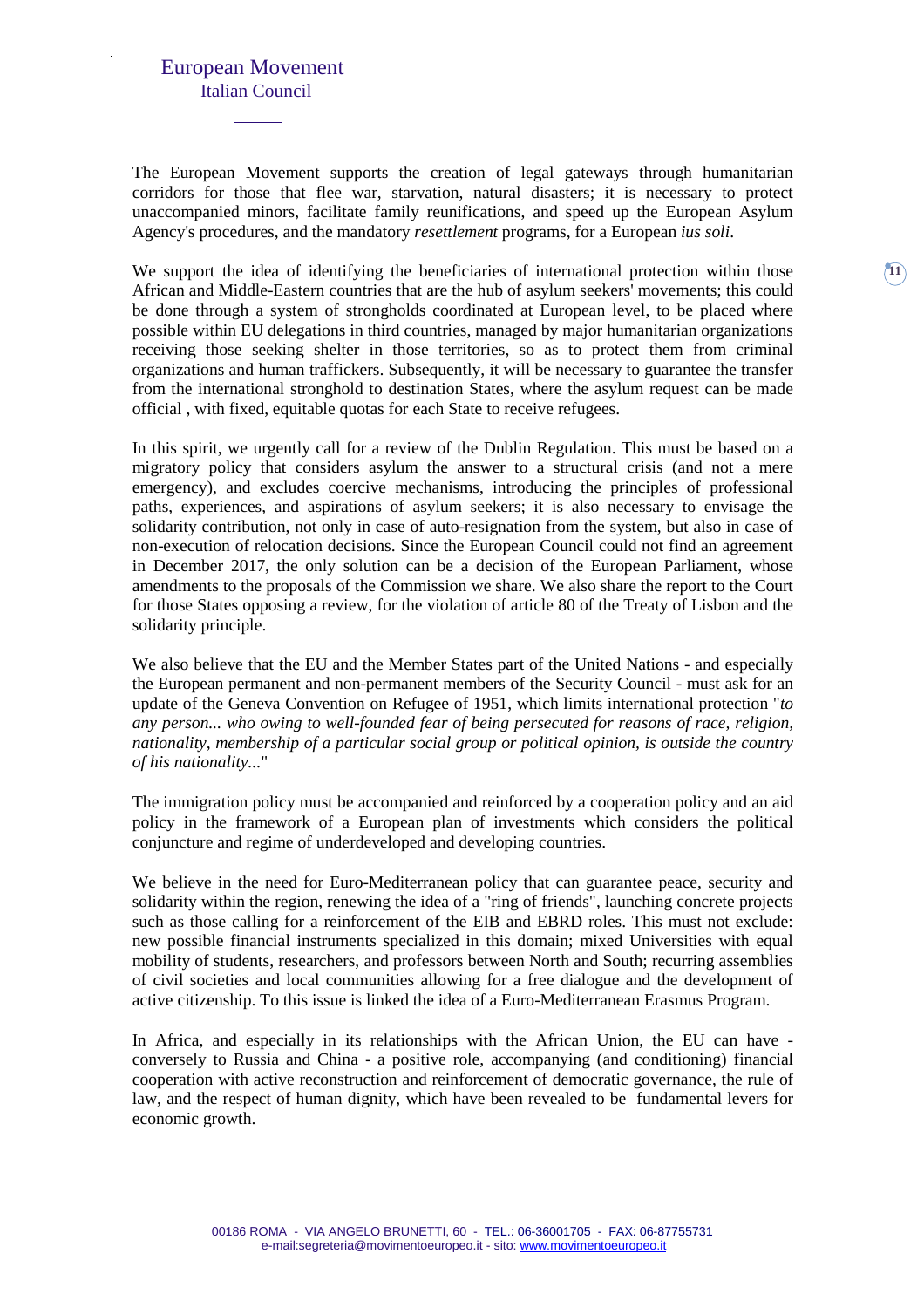The European Movement supports the creation of legal gateways through humanitarian corridors for those that flee war, starvation, natural disasters; it is necessary to protect unaccompanied minors, facilitate family reunifications, and speed up the European Asylum Agency's procedures, and the mandatory *resettlement* programs, for a European *ius soli*.

We support the idea of identifying the beneficiaries of international protection within those African and Middle-Eastern countries that are the hub of asylum seekers' movements; this could be done through a system of strongholds coordinated at European level, to be placed where possible within EU delegations in third countries, managed by major humanitarian organizations receiving those seeking shelter in those territories, so as to protect them from criminal organizations and human traffickers. Subsequently, it will be necessary to guarantee the transfer from the international stronghold to destination States, where the asylum request can be made official , with fixed, equitable quotas for each State to receive refugees.

In this spirit, we urgently call for a review of the Dublin Regulation. This must be based on a migratory policy that considers asylum the answer to a structural crisis (and not a mere emergency), and excludes coercive mechanisms, introducing the principles of professional paths, experiences, and aspirations of asylum seekers; it is also necessary to envisage the solidarity contribution, not only in case of auto-resignation from the system, but also in case of non-execution of relocation decisions. Since the European Council could not find an agreement in December 2017, the only solution can be a decision of the European Parliament, whose amendments to the proposals of the Commission we share. We also share the report to the Court for those States opposing a review, for the violation of article 80 of the Treaty of Lisbon and the solidarity principle.

We also believe that the EU and the Member States part of the United Nations - and especially the European permanent and non-permanent members of the Security Council - must ask for an update of the Geneva Convention on Refugee of 1951, which limits international protection "*to any person... who owing to well-founded fear of being persecuted for reasons of race, religion, nationality, membership of a particular social group or political opinion, is outside the country of his nationality...*"

The immigration policy must be accompanied and reinforced by a cooperation policy and an aid policy in the framework of a European plan of investments which considers the political conjuncture and regime of underdeveloped and developing countries.

We believe in the need for Euro-Mediterranean policy that can guarantee peace, security and solidarity within the region, renewing the idea of a "ring of friends", launching concrete projects such as those calling for a reinforcement of the EIB and EBRD roles. This must not exclude: new possible financial instruments specialized in this domain; mixed Universities with equal mobility of students, researchers, and professors between North and South; recurring assemblies of civil societies and local communities allowing for a free dialogue and the development of active citizenship. To this issue is linked the idea of a Euro-Mediterranean Erasmus Program.

In Africa, and especially in its relationships with the African Union, the EU can have - conversely to Russia and China - a positive role, accompanying (and conditioning) financial cooperation with active reconstruction and reinforcement of democratic governance, the rule of law, and the respect of human dignity, which have been revealed to be fundamental levers for economic growth.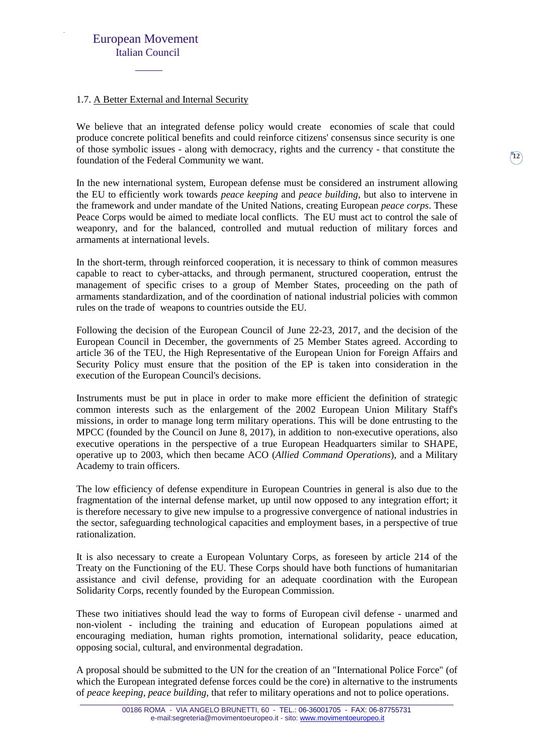### 1.7. A Better External and Internal Security

We believe that an integrated defense policy would create economies of scale that could produce concrete political benefits and could reinforce citizens' consensus since security is one of those symbolic issues - along with democracy, rights and the currency - that constitute the foundation of the Federal Community we want.

In the new international system, European defense must be considered an instrument allowing the EU to efficiently work towards *peace keeping* and *peace building*, but also to intervene in the framework and under mandate of the United Nations, creating European *peace corps*. These Peace Corps would be aimed to mediate local conflicts. The EU must act to control the sale of weaponry, and for the balanced, controlled and mutual reduction of military forces and armaments at international levels.

In the short-term, through reinforced cooperation, it is necessary to think of common measures capable to react to cyber-attacks, and through permanent, structured cooperation, entrust the management of specific crises to a group of Member States, proceeding on the path of armaments standardization, and of the coordination of national industrial policies with common rules on the trade of weapons to countries outside the EU.

Following the decision of the European Council of June 22-23, 2017, and the decision of the European Council in December, the governments of 25 Member States agreed. According to article 36 of the TEU, the High Representative of the European Union for Foreign Affairs and Security Policy must ensure that the position of the EP is taken into consideration in the execution of the European Council's decisions.

Instruments must be put in place in order to make more efficient the definition of strategic common interests such as the enlargement of the 2002 European Union Military Staff's missions, in order to manage long term military operations. This will be done entrusting to the MPCC (founded by the Council on June 8, 2017), in addition to non-executive operations, also executive operations in the perspective of a true European Headquarters similar to SHAPE, operative up to 2003, which then became ACO (*Allied Command Operations*), and a Military Academy to train officers.

The low efficiency of defense expenditure in European Countries in general is also due to the fragmentation of the internal defense market, up until now opposed to any integration effort; it is therefore necessary to give new impulse to a progressive convergence of national industries in the sector, safeguarding technological capacities and employment bases, in a perspective of true rationalization.

It is also necessary to create a European Voluntary Corps, as foreseen by article 214 of the Treaty on the Functioning of the EU. These Corps should have both functions of humanitarian assistance and civil defense, providing for an adequate coordination with the European Solidarity Corps, recently founded by the European Commission.

These two initiatives should lead the way to forms of European civil defense - unarmed and non-violent - including the training and education of European populations aimed at encouraging mediation, human rights promotion, international solidarity, peace education, opposing social, cultural, and environmental degradation.

A proposal should be submitted to the UN for the creation of an "International Police Force" (of which the European integrated defense forces could be the core) in alternative to the instruments of *peace keeping*, *peace building*, that refer to military operations and not to police operations.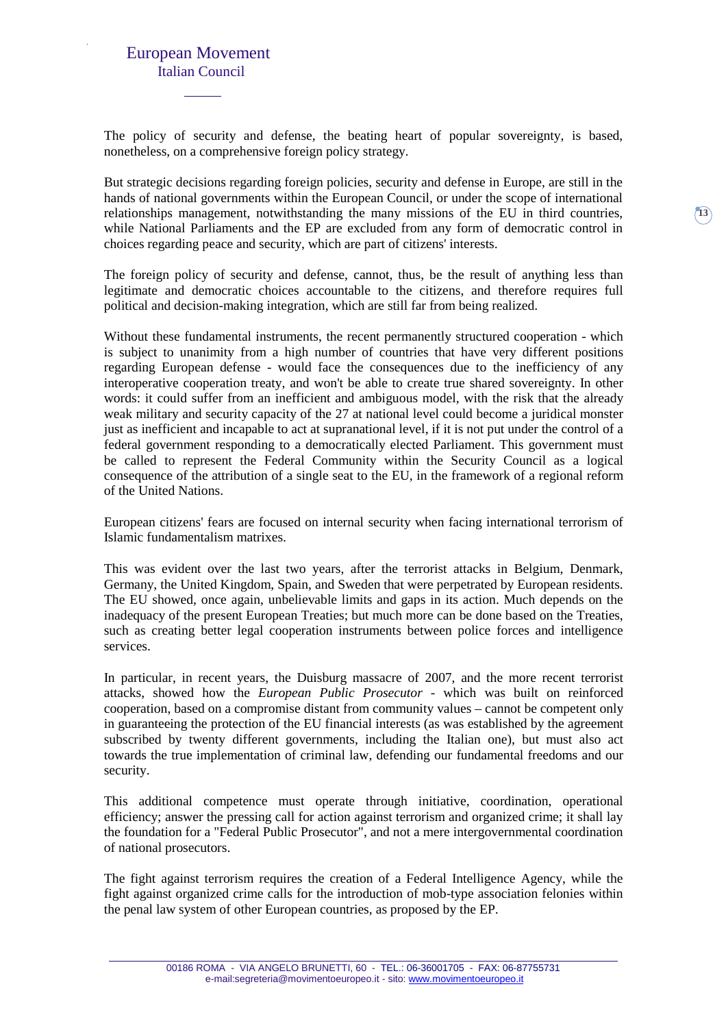The policy of security and defense, the beating heart of popular sovereignty, is based, nonetheless, on a comprehensive foreign policy strategy.

But strategic decisions regarding foreign policies, security and defense in Europe, are still in the hands of national governments within the European Council, or under the scope of international relationships management, notwithstanding the many missions of the EU in third countries, while National Parliaments and the EP are excluded from any form of democratic control in choices regarding peace and security, which are part of citizens' interests.

The foreign policy of security and defense, cannot, thus, be the result of anything less than legitimate and democratic choices accountable to the citizens, and therefore requires full political and decision-making integration, which are still far from being realized.

Without these fundamental instruments, the recent permanently structured cooperation - which is subject to unanimity from a high number of countries that have very different positions regarding European defense - would face the consequences due to the inefficiency of any interoperative cooperation treaty, and won't be able to create true shared sovereignty. In other words: it could suffer from an inefficient and ambiguous model, with the risk that the already weak military and security capacity of the 27 at national level could become a juridical monster just as inefficient and incapable to act at supranational level, if it is not put under the control of a federal government responding to a democratically elected Parliament. This government must be called to represent the Federal Community within the Security Council as a logical consequence of the attribution of a single seat to the EU, in the framework of a regional reform of the United Nations.

European citizens' fears are focused on internal security when facing international terrorism of Islamic fundamentalism matrixes.

This was evident over the last two years, after the terrorist attacks in Belgium, Denmark, Germany, the United Kingdom, Spain, and Sweden that were perpetrated by European residents. The EU showed, once again, unbelievable limits and gaps in its action. Much depends on the inadequacy of the present European Treaties; but much more can be done based on the Treaties, such as creating better legal cooperation instruments between police forces and intelligence services.

In particular, in recent years, the Duisburg massacre of 2007, and the more recent terrorist attacks, showed how the *European Public Prosecutor* - which was built on reinforced cooperation, based on a compromise distant from community values – cannot be competent only in guaranteeing the protection of the EU financial interests (as was established by the agreement subscribed by twenty different governments, including the Italian one), but must also act towards the true implementation of criminal law, defending our fundamental freedoms and our security.

This additional competence must operate through initiative, coordination, operational efficiency; answer the pressing call for action against terrorism and organized crime; it shall lay the foundation for a "Federal Public Prosecutor", and not a mere intergovernmental coordination of national prosecutors.

The fight against terrorism requires the creation of a Federal Intelligence Agency, while the fight against organized crime calls for the introduction of mob-type association felonies within the penal law system of other European countries, as proposed by the EP.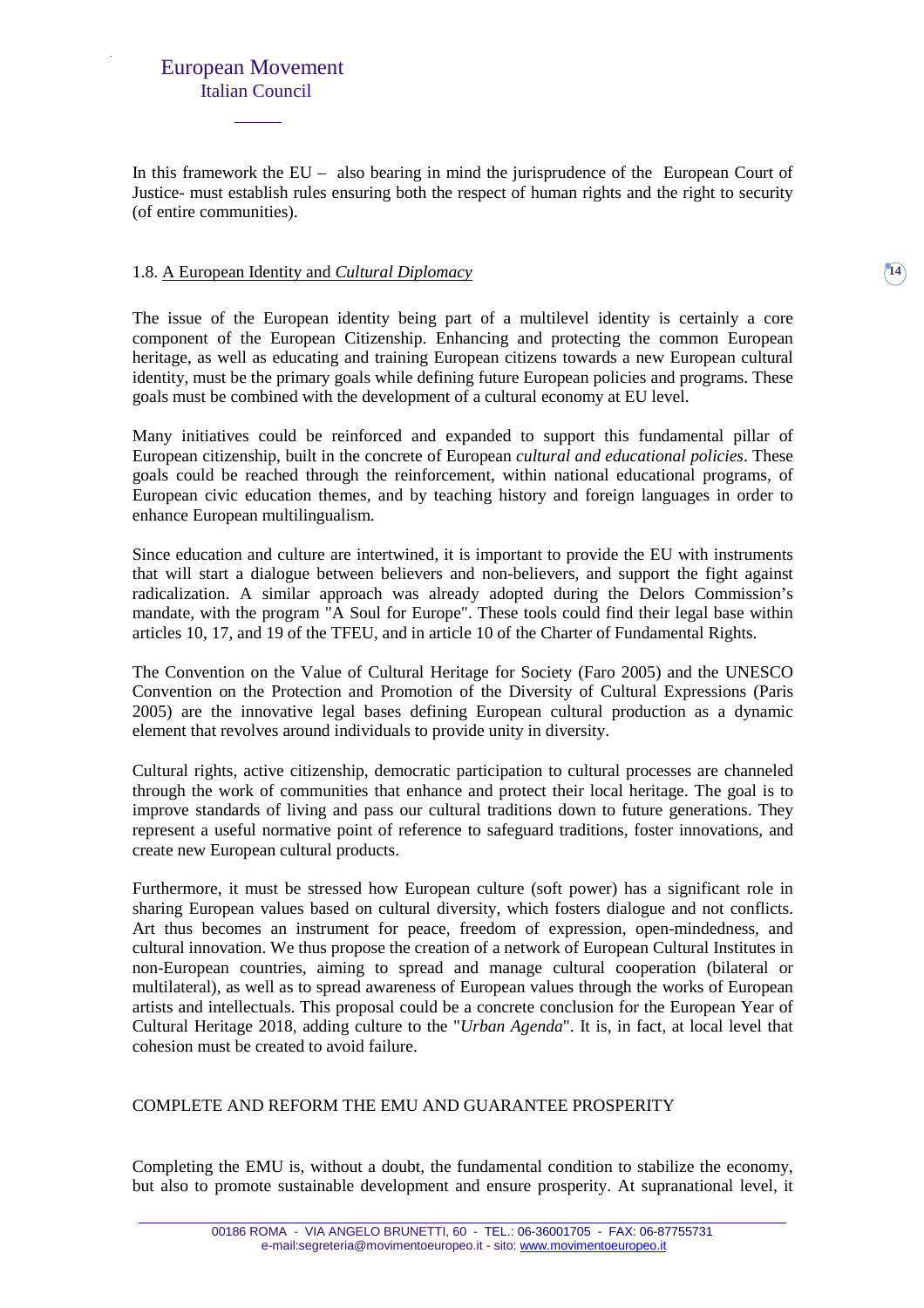In this framework the EU – also bearing in mind the jurisprudence of the European Court of Justice- must establish rules ensuring both the respect of human rights and the right to security (of entire communities).

### 1.8. A European Identity and *Cultural Diplomacy*

The issue of the European identity being part of a multilevel identity is certainly a core component of the European Citizenship. Enhancing and protecting the common European heritage, as well as educating and training European citizens towards a new European cultural identity, must be the primary goals while defining future European policies and programs. These goals must be combined with the development of a cultural economy at EU level.

Many initiatives could be reinforced and expanded to support this fundamental pillar of European citizenship, built in the concrete of European *cultural and educational policies*. These goals could be reached through the reinforcement, within national educational programs, of European civic education themes, and by teaching history and foreign languages in order to enhance European multilingualism.

Since education and culture are intertwined, it is important to provide the EU with instruments that will start a dialogue between believers and non-believers, and support the fight against radicalization. A similar approach was already adopted during the Delors Commission's mandate, with the program "A Soul for Europe". These tools could find their legal base within articles 10, 17, and 19 of the TFEU, and in article 10 of the Charter of Fundamental Rights.

The Convention on the Value of Cultural Heritage for Society (Faro 2005) and the UNESCO Convention on the Protection and Promotion of the Diversity of Cultural Expressions (Paris 2005) are the innovative legal bases defining European cultural production as a dynamic element that revolves around individuals to provide unity in diversity.

Cultural rights, active citizenship, democratic participation to cultural processes are channeled through the work of communities that enhance and protect their local heritage. The goal is to improve standards of living and pass our cultural traditions down to future generations. They represent a useful normative point of reference to safeguard traditions, foster innovations, and create new European cultural products.

Furthermore, it must be stressed how European culture (soft power) has a significant role in sharing European values based on cultural diversity, which fosters dialogue and not conflicts. Art thus becomes an instrument for peace, freedom of expression, open-mindedness, and cultural innovation. We thus propose the creation of a network of European Cultural Institutes in non-European countries, aiming to spread and manage cultural cooperation (bilateral or multilateral), as well as to spread awareness of European values through the works of European artists and intellectuals. This proposal could be a concrete conclusion for the European Year of Cultural Heritage 2018, adding culture to the "*Urban Agenda*". It is, in fact, at local level that cohesion must be created to avoid failure.

## COMPLETE AND REFORM THE EMU AND GUARANTEE PROSPERITY

Completing the EMU is, without a doubt, the fundamental condition to stabilize the economy, but also to promote sustainable development and ensure prosperity. At supranational level, it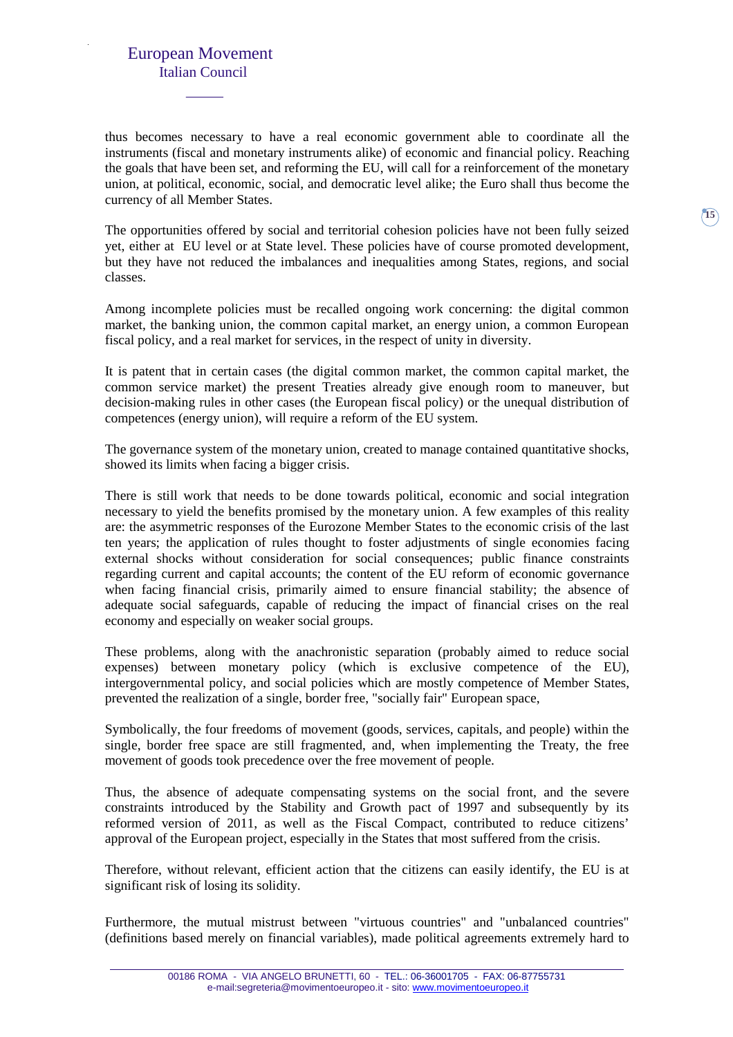thus becomes necessary to have a real economic government able to coordinate all the instruments (fiscal and monetary instruments alike) of economic and financial policy. Reaching the goals that have been set, and reforming the EU, will call for a reinforcement of the monetary union, at political, economic, social, and democratic level alike; the Euro shall thus become the currency of all Member States.

The opportunities offered by social and territorial cohesion policies have not been fully seized yet, either at EU level or at State level. These policies have of course promoted development, but they have not reduced the imbalances and inequalities among States, regions, and social classes.

Among incomplete policies must be recalled ongoing work concerning: the digital common market, the banking union, the common capital market, an energy union, a common European fiscal policy, and a real market for services, in the respect of unity in diversity.

It is patent that in certain cases (the digital common market, the common capital market, the common service market) the present Treaties already give enough room to maneuver, but decision-making rules in other cases (the European fiscal policy) or the unequal distribution of competences (energy union), will require a reform of the EU system.

The governance system of the monetary union, created to manage contained quantitative shocks, showed its limits when facing a bigger crisis.

There is still work that needs to be done towards political, economic and social integration necessary to yield the benefits promised by the monetary union. A few examples of this reality are: the asymmetric responses of the Eurozone Member States to the economic crisis of the last ten years; the application of rules thought to foster adjustments of single economies facing external shocks without consideration for social consequences; public finance constraints regarding current and capital accounts; the content of the EU reform of economic governance when facing financial crisis, primarily aimed to ensure financial stability; the absence of adequate social safeguards, capable of reducing the impact of financial crises on the real economy and especially on weaker social groups.

These problems, along with the anachronistic separation (probably aimed to reduce social expenses) between monetary policy (which is exclusive competence of the EU), intergovernmental policy, and social policies which are mostly competence of Member States, prevented the realization of a single, border free, "socially fair" European space,

Symbolically, the four freedoms of movement (goods, services, capitals, and people) within the single, border free space are still fragmented, and, when implementing the Treaty, the free movement of goods took precedence over the free movement of people.

Thus, the absence of adequate compensating systems on the social front, and the severe constraints introduced by the Stability and Growth pact of 1997 and subsequently by its reformed version of 2011, as well as the Fiscal Compact, contributed to reduce citizens' approval of the European project, especially in the States that most suffered from the crisis.

Therefore, without relevant, efficient action that the citizens can easily identify, the EU is at significant risk of losing its solidity.

Furthermore, the mutual mistrust between "virtuous countries" and "unbalanced countries" (definitions based merely on financial variables), made political agreements extremely hard to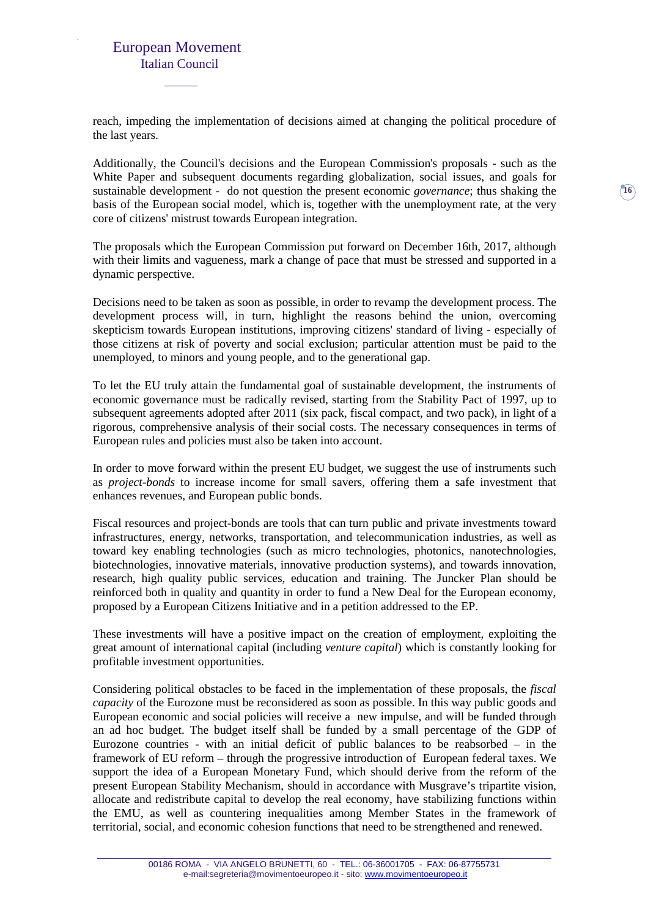reach, impeding the implementation of decisions aimed at changing the political procedure of the last years.

Additionally, the Council's decisions and the European Commission's proposals - such as the White Paper and subsequent documents regarding globalization, social issues, and goals for sustainable development - do not question the present economic *governance*; thus shaking the basis of the European social model, which is, together with the unemployment rate, at the very core of citizens' mistrust towards European integration.

The proposals which the European Commission put forward on December 16th, 2017, although with their limits and vagueness, mark a change of pace that must be stressed and supported in a dynamic perspective.

Decisions need to be taken as soon as possible, in order to revamp the development process. The development process will, in turn, highlight the reasons behind the union, overcoming skepticism towards European institutions, improving citizens' standard of living - especially of those citizens at risk of poverty and social exclusion; particular attention must be paid to the unemployed, to minors and young people, and to the generational gap.

To let the EU truly attain the fundamental goal of sustainable development, the instruments of economic governance must be radically revised, starting from the Stability Pact of 1997, up to subsequent agreements adopted after 2011 (six pack, fiscal compact, and two pack), in light of a rigorous, comprehensive analysis of their social costs. The necessary consequences in terms of European rules and policies must also be taken into account.

In order to move forward within the present EU budget, we suggest the use of instruments such as *project-bonds* to increase income for small savers, offering them a safe investment that enhances revenues, and European public bonds.

Fiscal resources and project-bonds are tools that can turn public and private investments toward infrastructures, energy, networks, transportation, and telecommunication industries, as well as toward key enabling technologies (such as micro technologies, photonics, nanotechnologies, biotechnologies, innovative materials, innovative production systems), and towards innovation, research, high quality public services, education and training. The Juncker Plan should be reinforced both in quality and quantity in order to fund a New Deal for the European economy, proposed by a European Citizens Initiative and in a petition addressed to the EP.

These investments will have a positive impact on the creation of employment, exploiting the great amount of international capital (including *venture capital*) which is constantly looking for profitable investment opportunities.

Considering political obstacles to be faced in the implementation of these proposals, the *fiscal capacity* of the Eurozone must be reconsidered as soon as possible. In this way public goods and European economic and social policies will receive a new impulse, and will be funded through an ad hoc budget. The budget itself shall be funded by a small percentage of the GDP of Eurozone countries - with an initial deficit of public balances to be reabsorbed – in the framework of EU reform – through the progressive introduction of European federal taxes. We support the idea of a European Monetary Fund, which should derive from the reform of the present European Stability Mechanism, should in accordance with Musgrave's tripartite vision, allocate and redistribute capital to develop the real economy, have stabilizing functions within the EMU, as well as countering inequalities among Member States in the framework of territorial, social, and economic cohesion functions that need to be strengthened and renewed.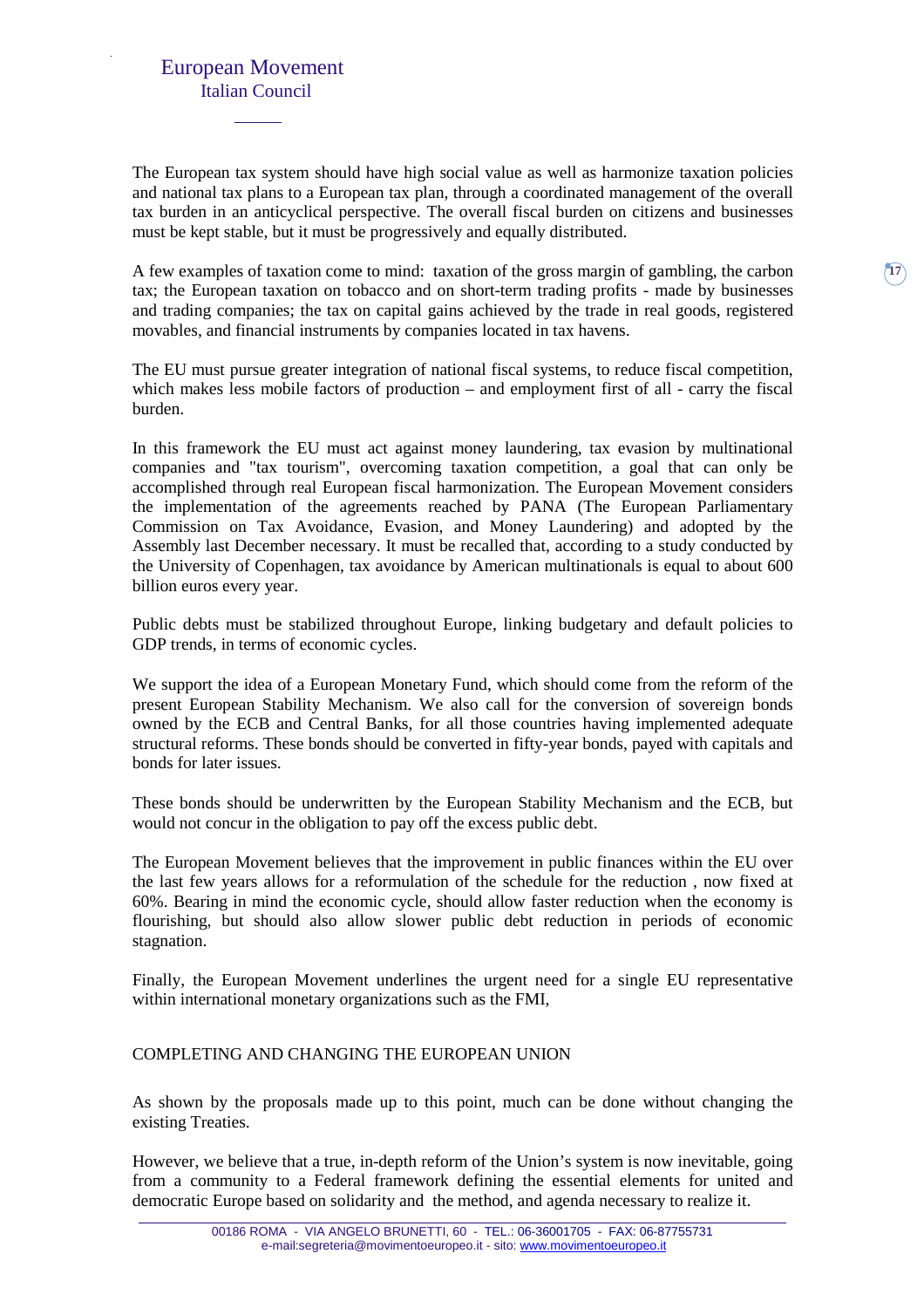The European tax system should have high social value as well as harmonize taxation policies and national tax plans to a European tax plan, through a coordinated management of the overall tax burden in an anticyclical perspective. The overall fiscal burden on citizens and businesses must be kept stable, but it must be progressively and equally distributed.

A few examples of taxation come to mind: taxation of the gross margin of gambling, the carbon tax; the European taxation on tobacco and on short-term trading profits - made by businesses and trading companies; the tax on capital gains achieved by the trade in real goods, registered movables, and financial instruments by companies located in tax havens.

The EU must pursue greater integration of national fiscal systems, to reduce fiscal competition, which makes less mobile factors of production – and employment first of all - carry the fiscal burden.

In this framework the EU must act against money laundering, tax evasion by multinational companies and "tax tourism", overcoming taxation competition, a goal that can only be accomplished through real European fiscal harmonization. The European Movement considers the implementation of the agreements reached by PANA (The European Parliamentary Commission on Tax Avoidance, Evasion, and Money Laundering) and adopted by the Assembly last December necessary. It must be recalled that, according to a study conducted by the University of Copenhagen, tax avoidance by American multinationals is equal to about 600 billion euros every year.

Public debts must be stabilized throughout Europe, linking budgetary and default policies to GDP trends, in terms of economic cycles.

We support the idea of a European Monetary Fund, which should come from the reform of the present European Stability Mechanism. We also call for the conversion of sovereign bonds owned by the ECB and Central Banks, for all those countries having implemented adequate structural reforms. These bonds should be converted in fifty-year bonds, payed with capitals and bonds for later issues.

These bonds should be underwritten by the European Stability Mechanism and the ECB, but would not concur in the obligation to pay off the excess public debt.

The European Movement believes that the improvement in public finances within the EU over the last few years allows for a reformulation of the schedule for the reduction , now fixed at 60%. Bearing in mind the economic cycle, should allow faster reduction when the economy is flourishing, but should also allow slower public debt reduction in periods of economic stagnation.

Finally, the European Movement underlines the urgent need for a single EU representative within international monetary organizations such as the FMI,

## COMPLETING AND CHANGING THE EUROPEAN UNION

As shown by the proposals made up to this point, much can be done without changing the existing Treaties.

However, we believe that a true, in-depth reform of the Union's system is now inevitable, going from a community to a Federal framework defining the essential elements for united and democratic Europe based on solidarity and the method, and agenda necessary to realize it.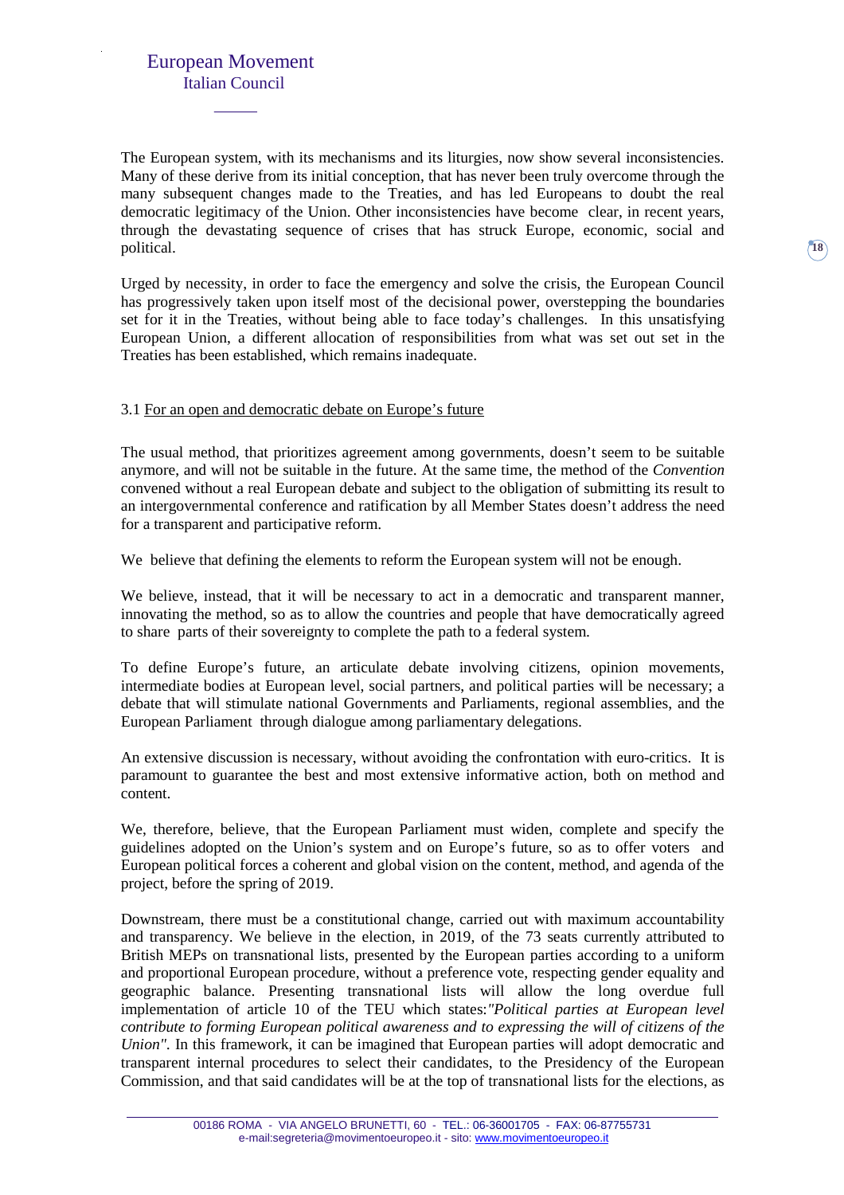The European system, with its mechanisms and its liturgies, now show several inconsistencies. Many of these derive from its initial conception, that has never been truly overcome through the many subsequent changes made to the Treaties, and has led Europeans to doubt the real democratic legitimacy of the Union. Other inconsistencies have become clear, in recent years, through the devastating sequence of crises that has struck Europe, economic, social and political.

Urged by necessity, in order to face the emergency and solve the crisis, the European Council has progressively taken upon itself most of the decisional power, overstepping the boundaries set for it in the Treaties, without being able to face today's challenges. In this unsatisfying European Union, a different allocation of responsibilities from what was set out set in the Treaties has been established, which remains inadequate.

### 3.1 For an open and democratic debate on Europe's future

The usual method, that prioritizes agreement among governments, doesn't seem to be suitable anymore, and will not be suitable in the future. At the same time, the method of the *Convention* convened without a real European debate and subject to the obligation of submitting its result to an intergovernmental conference and ratification by all Member States doesn't address the need for a transparent and participative reform.

We believe that defining the elements to reform the European system will not be enough.

We believe, instead, that it will be necessary to act in a democratic and transparent manner, innovating the method, so as to allow the countries and people that have democratically agreed to share parts of their sovereignty to complete the path to a federal system.

To define Europe's future, an articulate debate involving citizens, opinion movements, intermediate bodies at European level, social partners, and political parties will be necessary; a debate that will stimulate national Governments and Parliaments, regional assemblies, and the European Parliament through dialogue among parliamentary delegations.

An extensive discussion is necessary, without avoiding the confrontation with euro-critics. It is paramount to guarantee the best and most extensive informative action, both on method and content.

We, therefore, believe, that the European Parliament must widen, complete and specify the guidelines adopted on the Union's system and on Europe's future, so as to offer voters and European political forces a coherent and global vision on the content, method, and agenda of the project, before the spring of 2019.

Downstream, there must be a constitutional change, carried out with maximum accountability and transparency. We believe in the election, in 2019, of the 73 seats currently attributed to British MEPs on transnational lists, presented by the European parties according to a uniform and proportional European procedure, without a preference vote, respecting gender equality and geographic balance. Presenting transnational lists will allow the long overdue full implementation of article 10 of the TEU which states:*"Political parties at European level contribute to forming European political awareness and to expressing the will of citizens of the Union"*. In this framework, it can be imagined that European parties will adopt democratic and transparent internal procedures to select their candidates, to the Presidency of the European Commission, and that said candidates will be at the top of transnational lists for the elections, as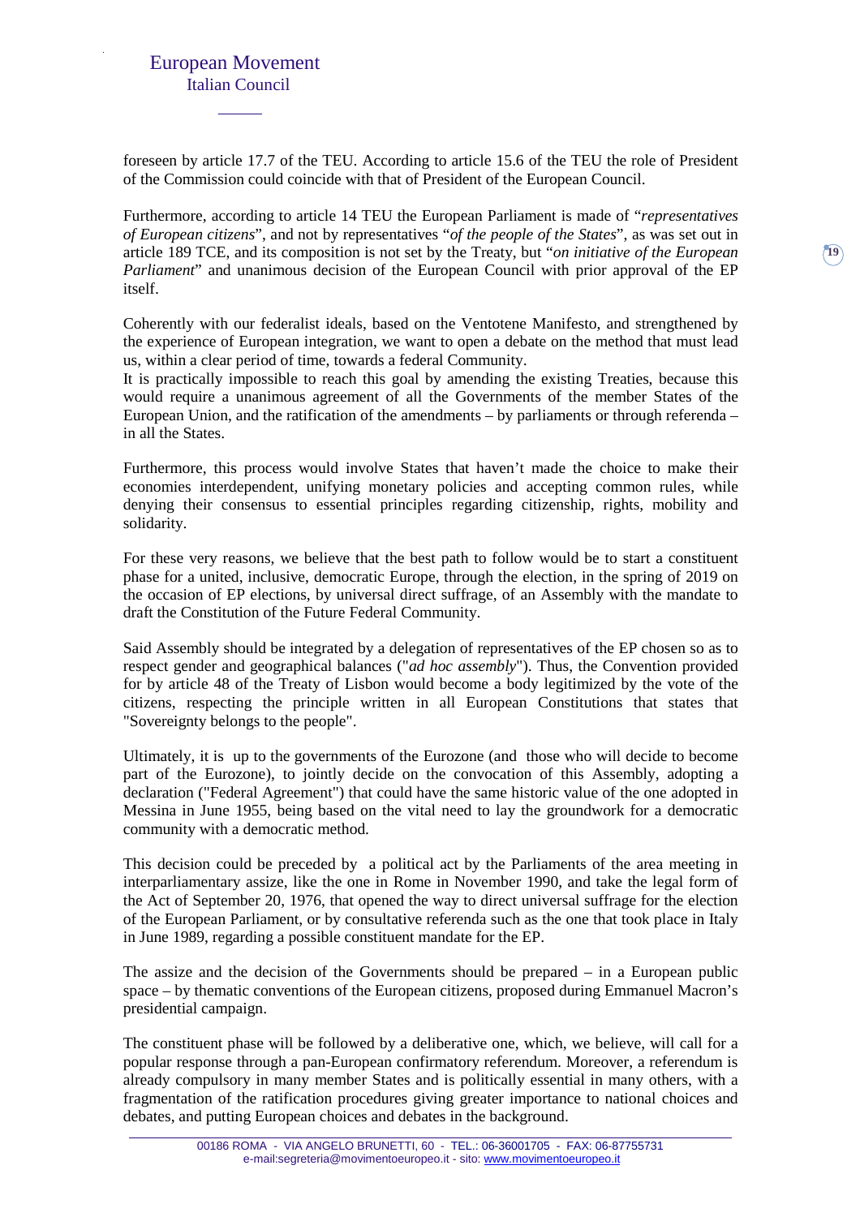foreseen by article 17.7 of the TEU. According to article 15.6 of the TEU the role of President of the Commission could coincide with that of President of the European Council.

Furthermore, according to article 14 TEU the European Parliament is made of "*representatives of European citizens*", and not by representatives "*of the people of the States*", as was set out in article 189 TCE, and its composition is not set by the Treaty, but "*on initiative of the European Parliament*" and unanimous decision of the European Council with prior approval of the EP itself.

Coherently with our federalist ideals, based on the Ventotene Manifesto, and strengthened by the experience of European integration, we want to open a debate on the method that must lead us, within a clear period of time, towards a federal Community.
It is practically impossible to reach this goal by amending the existing Treaties, because this would require a unanimous agreement of all the Governments of the member States of the European Union, and the ratification of the amendments – by parliaments or through referenda – in all the States.

Furthermore, this process would involve States that haven't made the choice to make their economies interdependent, unifying monetary policies and accepting common rules, while denying their consensus to essential principles regarding citizenship, rights, mobility and solidarity.

For these very reasons, we believe that the best path to follow would be to start a constituent phase for a united, inclusive, democratic Europe, through the election, in the spring of 2019 on the occasion of EP elections, by universal direct suffrage, of an Assembly with the mandate to draft the Constitution of the Future Federal Community.

Said Assembly should be integrated by a delegation of representatives of the EP chosen so as to respect gender and geographical balances ("*ad hoc assembly*"). Thus, the Convention provided for by article 48 of the Treaty of Lisbon would become a body legitimized by the vote of the citizens, respecting the principle written in all European Constitutions that states that "Sovereignty belongs to the people".

Ultimately, it is up to the governments of the Eurozone (and those who will decide to become part of the Eurozone), to jointly decide on the convocation of this Assembly, adopting a declaration ("Federal Agreement") that could have the same historic value of the one adopted in Messina in June 1955, being based on the vital need to lay the groundwork for a democratic community with a democratic method.

This decision could be preceded by a political act by the Parliaments of the area meeting in interparliamentary assize, like the one in Rome in November 1990, and take the legal form of the Act of September 20, 1976, that opened the way to direct universal suffrage for the election of the European Parliament, or by consultative referenda such as the one that took place in Italy in June 1989, regarding a possible constituent mandate for the EP.

The assize and the decision of the Governments should be prepared – in a European public space – by thematic conventions of the European citizens, proposed during Emmanuel Macron's presidential campaign.

The constituent phase will be followed by a deliberative one, which, we believe, will call for a popular response through a pan-European confirmatory referendum. Moreover, a referendum is already compulsory in many member States and is politically essential in many others, with a fragmentation of the ratification procedures giving greater importance to national choices and debates, and putting European choices and debates in the background.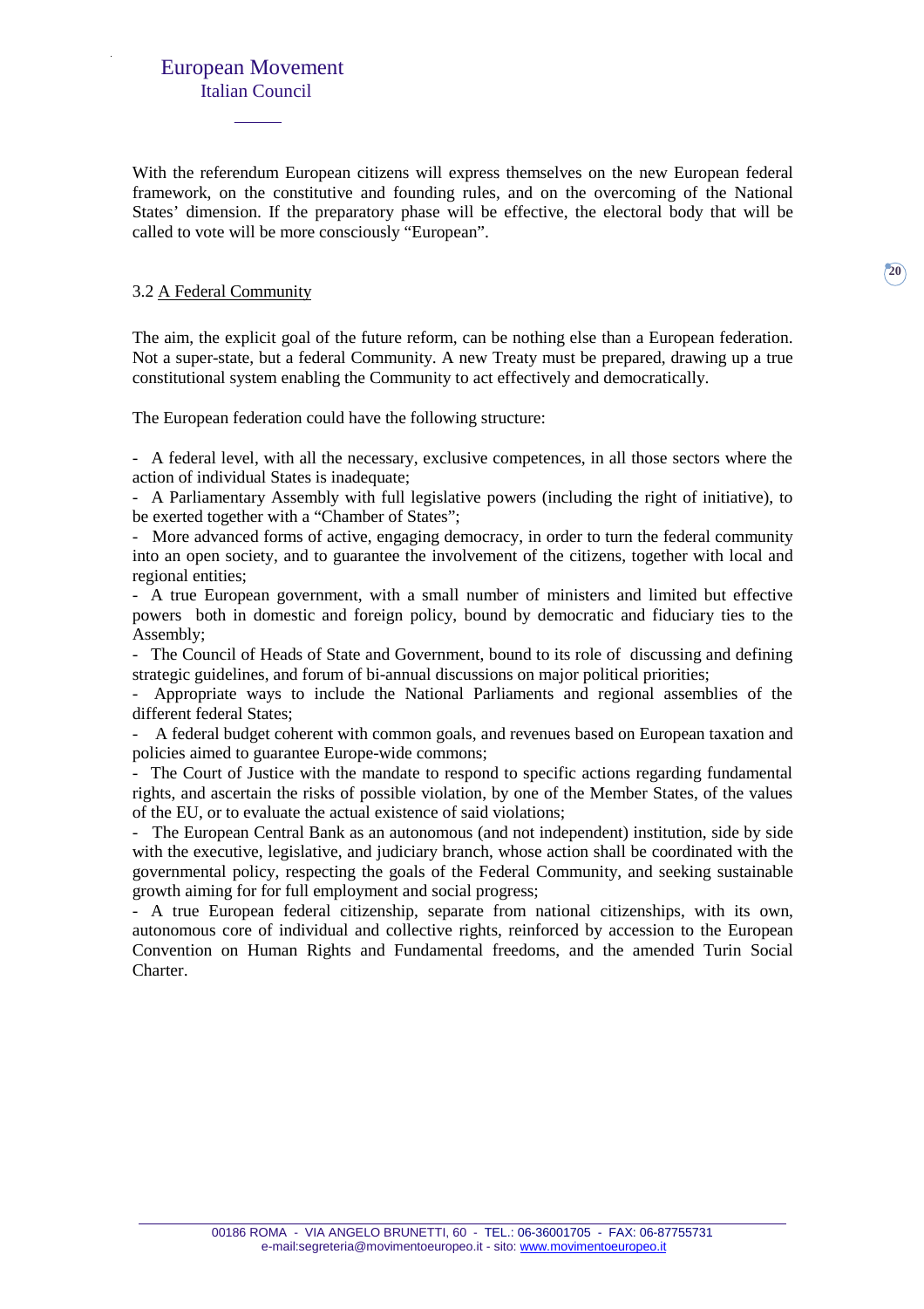With the referendum European citizens will express themselves on the new European federal framework, on the constitutive and founding rules, and on the overcoming of the National States' dimension. If the preparatory phase will be effective, the electoral body that will be called to vote will be more consciously "European".

### 3.2 A Federal Community

The aim, the explicit goal of the future reform, can be nothing else than a European federation. Not a super-state, but a federal Community. A new Treaty must be prepared, drawing up a true constitutional system enabling the Community to act effectively and democratically.

The European federation could have the following structure:

- A federal level, with all the necessary, exclusive competences, in all those sectors where the action of individual States is inadequate;
- A Parliamentary Assembly with full legislative powers (including the right of initiative), to be exerted together with a "Chamber of States";
- More advanced forms of active, engaging democracy, in order to turn the federal community into an open society, and to guarantee the involvement of the citizens, together with local and regional entities;
- A true European government, with a small number of ministers and limited but effective powers both in domestic and foreign policy, bound by democratic and fiduciary ties to the Assembly;
- The Council of Heads of State and Government, bound to its role of discussing and defining strategic guidelines, and forum of bi-annual discussions on major political priorities;
- Appropriate ways to include the National Parliaments and regional assemblies of the different federal States;
- A federal budget coherent with common goals, and revenues based on European taxation and policies aimed to guarantee Europe-wide commons;
- The Court of Justice with the mandate to respond to specific actions regarding fundamental rights, and ascertain the risks of possible violation, by one of the Member States, of the values of the EU, or to evaluate the actual existence of said violations;
- The European Central Bank as an autonomous (and not independent) institution, side by side with the executive, legislative, and judiciary branch, whose action shall be coordinated with the governmental policy, respecting the goals of the Federal Community, and seeking sustainable growth aiming for for full employment and social progress;
- A true European federal citizenship, separate from national citizenships, with its own, autonomous core of individual and collective rights, reinforced by accession to the European Convention on Human Rights and Fundamental freedoms, and the amended Turin Social Charter.